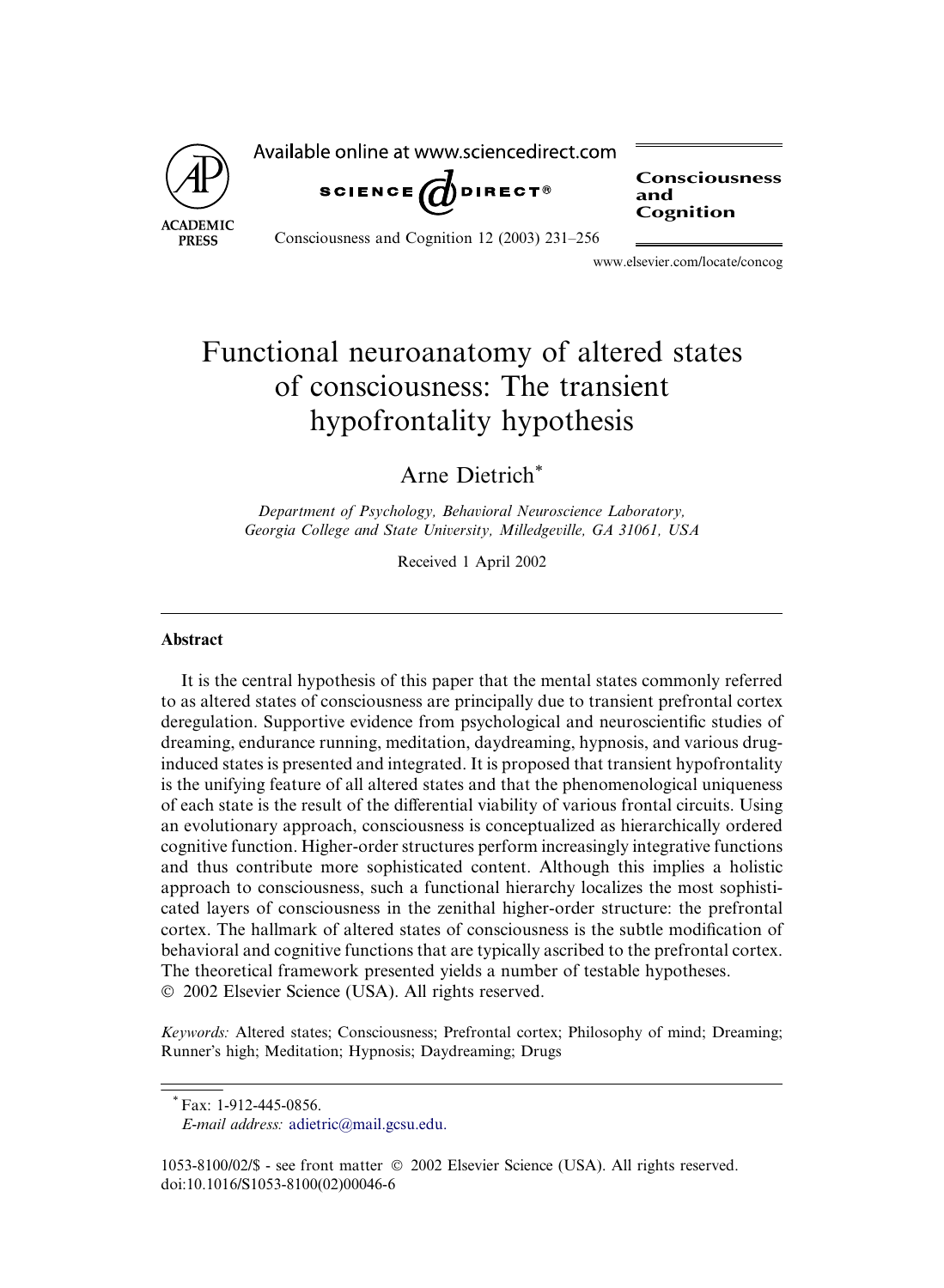# Functional neuroanatomy of altered states of consciousness: The transient hypofrontality hypothesis

Arne Dietrich*

*Department of Psychology, Behavioral Neuroscience Laboratory, Georgia College and State University, Milledgeville, GA 31061, USA*

Received 1 April 2002

## Abstract

It is the central hypothesis of this paper that the mental states commonly referred to as altered states of consciousness are principally due to transient prefrontal cortex deregulation. Supportive evidence from psychological and neuroscientific studies of dreaming, endurance running, meditation, daydreaming, hypnosis, and various drug-induced states is presented and integrated. It is proposed that transient hypofrontality is the unifying feature of all altered states and that the phenomenological uniqueness of each state is the result of the differential viability of various frontal circuits. Using an evolutionary approach, consciousness is conceptualized as hierarchically ordered cognitive function. Higher-order structures perform increasingly integrative functions and thus contribute more sophisticated content. Although this implies a holistic approach to consciousness, such a functional hierarchy localizes the most sophisticated layers of consciousness in the zenithal higher-order structure: the prefrontal cortex. The hallmark of altered states of consciousness is the subtle modification of behavioral and cognitive functions that are typically ascribed to the prefrontal cortex. The theoretical framework presented yields a number of testable hypotheses.
© 2002 Elsevier Science (USA). All rights reserved.

*Keywords:* Altered states; Consciousness; Prefrontal cortex; Philosophy of mind; Dreaming; Runner's high; Meditation; Hypnosis; Daydreaming; Drugs

---

* Fax: 1-912-445-0856.
*E-mail address:* adietric@mail.gcsu.edu.

1053-8100/02/$ - see front matter © 2002 Elsevier Science (USA). All rights reserved.
doi:10.1016/S1053-8100(02)00046-6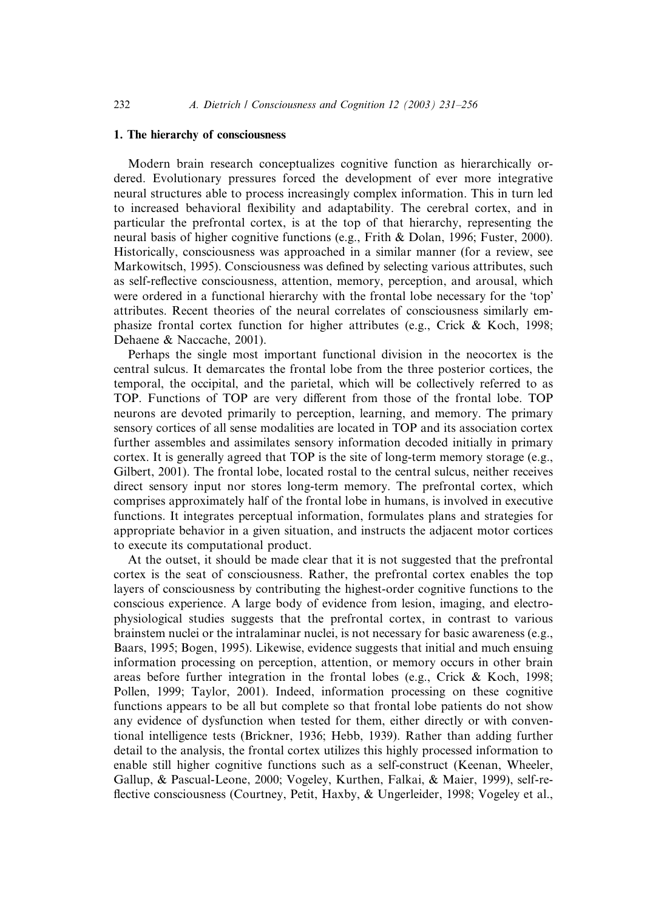## 1. The hierarchy of consciousness

Modern brain research conceptualizes cognitive function as hierarchically ordered. Evolutionary pressures forced the development of ever more integrative neural structures able to process increasingly complex information. This in turn led to increased behavioral flexibility and adaptability. The cerebral cortex, and in particular the prefrontal cortex, is at the top of that hierarchy, representing the neural basis of higher cognitive functions (e.g., Frith & Dolan, 1996; Fuster, 2000). Historically, consciousness was approached in a similar manner (for a review, see Markowitsch, 1995). Consciousness was defined by selecting various attributes, such as self-reflective consciousness, attention, memory, perception, and arousal, which were ordered in a functional hierarchy with the frontal lobe necessary for the 'top' attributes. Recent theories of the neural correlates of consciousness similarly emphasize frontal cortex function for higher attributes (e.g., Crick & Koch, 1998; Dehaene & Naccache, 2001).

Perhaps the single most important functional division in the neocortex is the central sulcus. It demarcates the frontal lobe from the three posterior cortices, the temporal, the occipital, and the parietal, which will be collectively referred to as TOP. Functions of TOP are very different from those of the frontal lobe. TOP neurons are devoted primarily to perception, learning, and memory. The primary sensory cortices of all sense modalities are located in TOP and its association cortex further assembles and assimilates sensory information decoded initially in primary cortex. It is generally agreed that TOP is the site of long-term memory storage (e.g., Gilbert, 2001). The frontal lobe, located rostal to the central sulcus, neither receives direct sensory input nor stores long-term memory. The prefrontal cortex, which comprises approximately half of the frontal lobe in humans, is involved in executive functions. It integrates perceptual information, formulates plans and strategies for appropriate behavior in a given situation, and instructs the adjacent motor cortices to execute its computational product.

At the outset, it should be made clear that it is not suggested that the prefrontal cortex is the seat of consciousness. Rather, the prefrontal cortex enables the top layers of consciousness by contributing the highest-order cognitive functions to the conscious experience. A large body of evidence from lesion, imaging, and electrophysiological studies suggests that the prefrontal cortex, in contrast to various brainstem nuclei or the intralaminar nuclei, is not necessary for basic awareness (e.g., Baars, 1995; Bogen, 1995). Likewise, evidence suggests that initial and much ensuing information processing on perception, attention, or memory occurs in other brain areas before further integration in the frontal lobes (e.g., Crick & Koch, 1998; Pollen, 1999; Taylor, 2001). Indeed, information processing on these cognitive functions appears to be all but complete so that frontal lobe patients do not show any evidence of dysfunction when tested for them, either directly or with conventional intelligence tests (Brickner, 1936; Hebb, 1939). Rather than adding further detail to the analysis, the frontal cortex utilizes this highly processed information to enable still higher cognitive functions such as a self-construct (Keenan, Wheeler, Gallup, & Pascual-Leone, 2000; Vogeley, Kurthen, Falkai, & Maier, 1999), self-reflective consciousness (Courtney, Petit, Haxby, & Ungerleider, 1998; Vogeley et al.,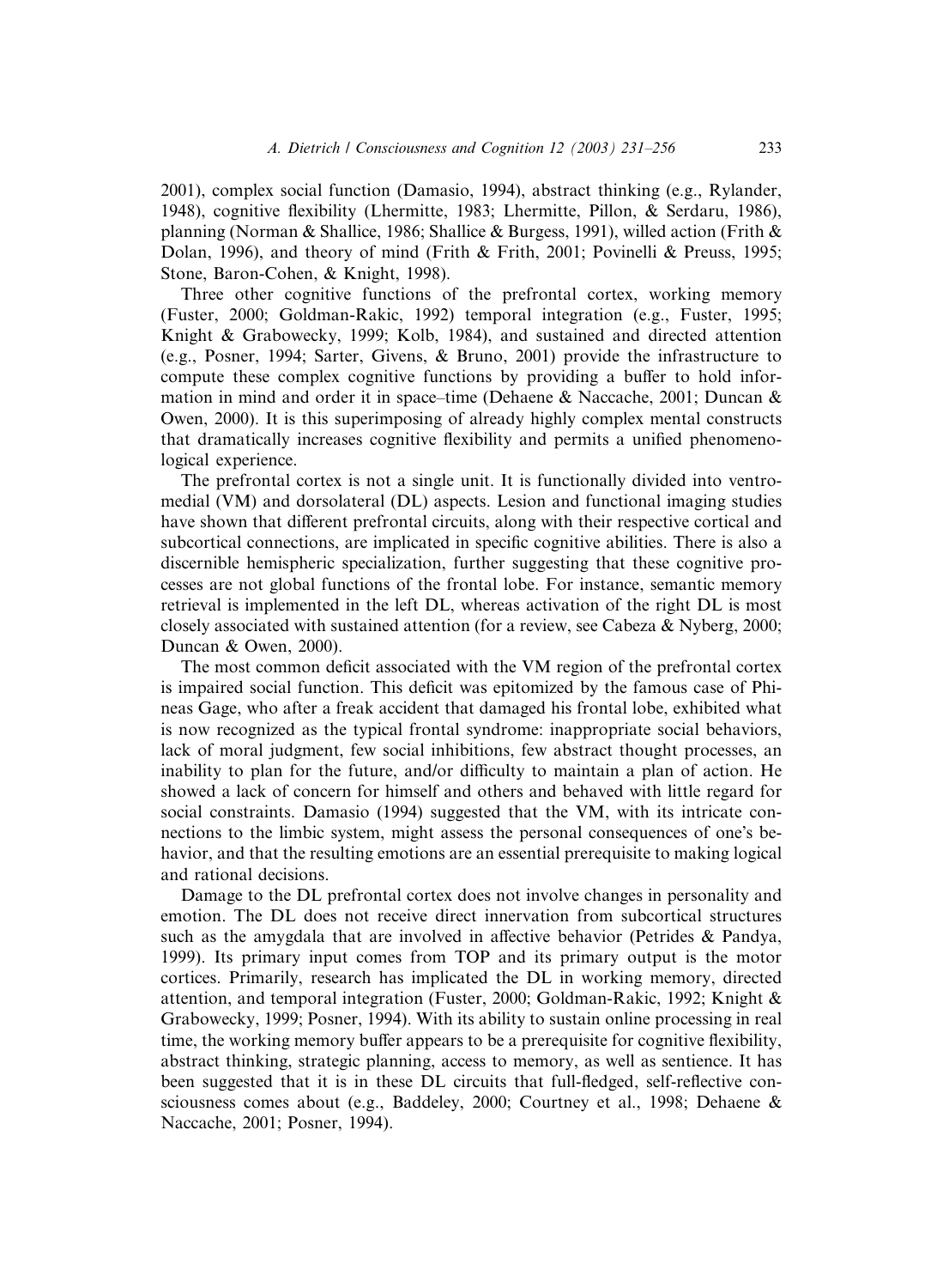2001), complex social function (Damasio, 1994), abstract thinking (e.g., Rylander, 1948), cognitive flexibility (Lhermitte, 1983; Lhermitte, Pillon, & Serdaru, 1986), planning (Norman & Shallice, 1986; Shallice & Burgess, 1991), willed action (Frith & Dolan, 1996), and theory of mind (Frith & Frith, 2001; Povinelli & Preuss, 1995; Stone, Baron-Cohen, & Knight, 1998).

Three other cognitive functions of the prefrontal cortex, working memory (Fuster, 2000; Goldman-Rakic, 1992) temporal integration (e.g., Fuster, 1995; Knight & Grabowecky, 1999; Kolb, 1984), and sustained and directed attention (e.g., Posner, 1994; Sarter, Givens, & Bruno, 2001) provide the infrastructure to compute these complex cognitive functions by providing a buffer to hold information in mind and order it in space–time (Dehaene & Naccache, 2001; Duncan & Owen, 2000). It is this superimposing of already highly complex mental constructs that dramatically increases cognitive flexibility and permits a unified phenomenological experience.

The prefrontal cortex is not a single unit. It is functionally divided into ventromedial (VM) and dorsolateral (DL) aspects. Lesion and functional imaging studies have shown that different prefrontal circuits, along with their respective cortical and subcortical connections, are implicated in specific cognitive abilities. There is also a discernible hemispheric specialization, further suggesting that these cognitive processes are not global functions of the frontal lobe. For instance, semantic memory retrieval is implemented in the left DL, whereas activation of the right DL is most closely associated with sustained attention (for a review, see Cabeza & Nyberg, 2000; Duncan & Owen, 2000).

The most common deficit associated with the VM region of the prefrontal cortex is impaired social function. This deficit was epitomized by the famous case of Phineas Gage, who after a freak accident that damaged his frontal lobe, exhibited what is now recognized as the typical frontal syndrome: inappropriate social behaviors, lack of moral judgment, few social inhibitions, few abstract thought processes, an inability to plan for the future, and/or difficulty to maintain a plan of action. He showed a lack of concern for himself and others and behaved with little regard for social constraints. Damasio (1994) suggested that the VM, with its intricate connections to the limbic system, might assess the personal consequences of one's behavior, and that the resulting emotions are an essential prerequisite to making logical and rational decisions.

Damage to the DL prefrontal cortex does not involve changes in personality and emotion. The DL does not receive direct innervation from subcortical structures such as the amygdala that are involved in affective behavior (Petrides & Pandya, 1999). Its primary input comes from TOP and its primary output is the motor cortices. Primarily, research has implicated the DL in working memory, directed attention, and temporal integration (Fuster, 2000; Goldman-Rakic, 1992; Knight & Grabowecky, 1999; Posner, 1994). With its ability to sustain online processing in real time, the working memory buffer appears to be a prerequisite for cognitive flexibility, abstract thinking, strategic planning, access to memory, as well as sentience. It has been suggested that it is in these DL circuits that full-fledged, self-reflective consciousness comes about (e.g., Baddeley, 2000; Courtney et al., 1998; Dehaene & Naccache, 2001; Posner, 1994).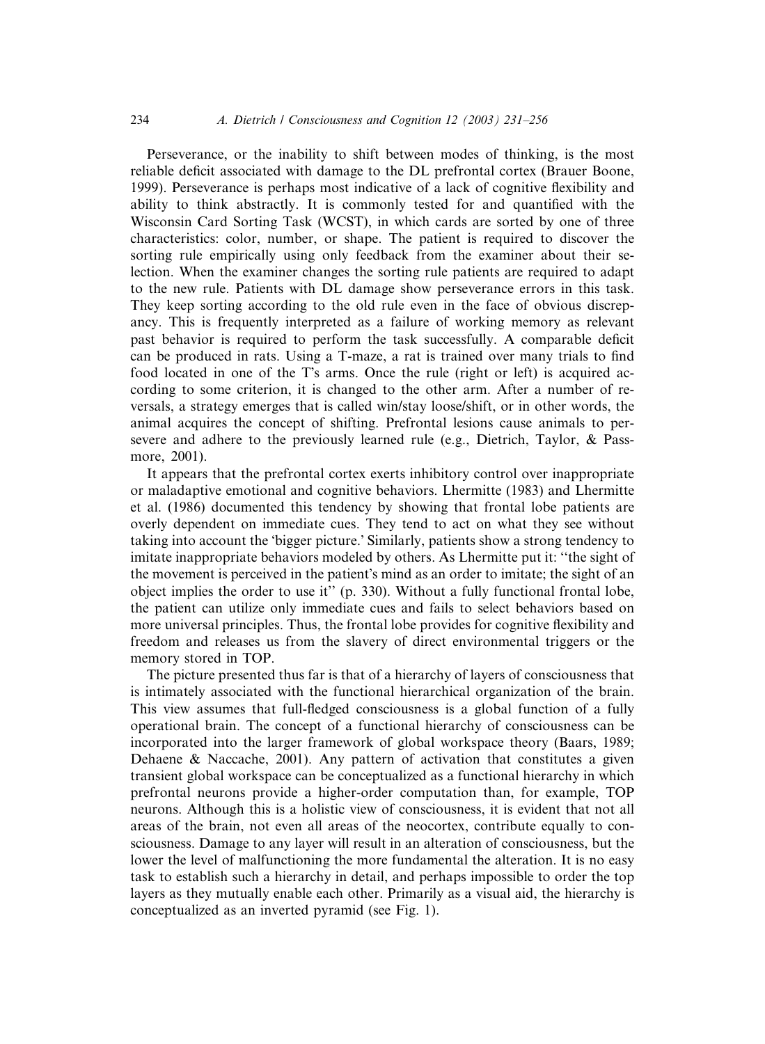Perseverance, or the inability to shift between modes of thinking, is the most reliable deficit associated with damage to the DL prefrontal cortex (Brauer Boone, 1999). Perseverance is perhaps most indicative of a lack of cognitive flexibility and ability to think abstractly. It is commonly tested for and quantified with the Wisconsin Card Sorting Task (WCST), in which cards are sorted by one of three characteristics: color, number, or shape. The patient is required to discover the sorting rule empirically using only feedback from the examiner about their selection. When the examiner changes the sorting rule patients are required to adapt to the new rule. Patients with DL damage show perseverance errors in this task. They keep sorting according to the old rule even in the face of obvious discrepancy. This is frequently interpreted as a failure of working memory as relevant past behavior is required to perform the task successfully. A comparable deficit can be produced in rats. Using a T-maze, a rat is trained over many trials to find food located in one of the T's arms. Once the rule (right or left) is acquired according to some criterion, it is changed to the other arm. After a number of reversals, a strategy emerges that is called win/stay loose/shift, or in other words, the animal acquires the concept of shifting. Prefrontal lesions cause animals to persevere and adhere to the previously learned rule (e.g., Dietrich, Taylor, & Passmore, 2001).

It appears that the prefrontal cortex exerts inhibitory control over inappropriate or maladaptive emotional and cognitive behaviors. Lhermitte (1983) and Lhermitte et al. (1986) documented this tendency by showing that frontal lobe patients are overly dependent on immediate cues. They tend to act on what they see without taking into account the 'bigger picture.' Similarly, patients show a strong tendency to imitate inappropriate behaviors modeled by others. As Lhermitte put it: "the sight of the movement is perceived in the patient's mind as an order to imitate; the sight of an object implies the order to use it" (p. 330). Without a fully functional frontal lobe, the patient can utilize only immediate cues and fails to select behaviors based on more universal principles. Thus, the frontal lobe provides for cognitive flexibility and freedom and releases us from the slavery of direct environmental triggers or the memory stored in TOP.

The picture presented thus far is that of a hierarchy of layers of consciousness that is intimately associated with the functional hierarchical organization of the brain. This view assumes that full-fledged consciousness is a global function of a fully operational brain. The concept of a functional hierarchy of consciousness can be incorporated into the larger framework of global workspace theory (Baars, 1989; Dehaene & Naccache, 2001). Any pattern of activation that constitutes a given transient global workspace can be conceptualized as a functional hierarchy in which prefrontal neurons provide a higher-order computation than, for example, TOP neurons. Although this is a holistic view of consciousness, it is evident that not all areas of the brain, not even all areas of the neocortex, contribute equally to consciousness. Damage to any layer will result in an alteration of consciousness, but the lower the level of malfunctioning the more fundamental the alteration. It is no easy task to establish such a hierarchy in detail, and perhaps impossible to order the top layers as they mutually enable each other. Primarily as a visual aid, the hierarchy is conceptualized as an inverted pyramid (see Fig. 1).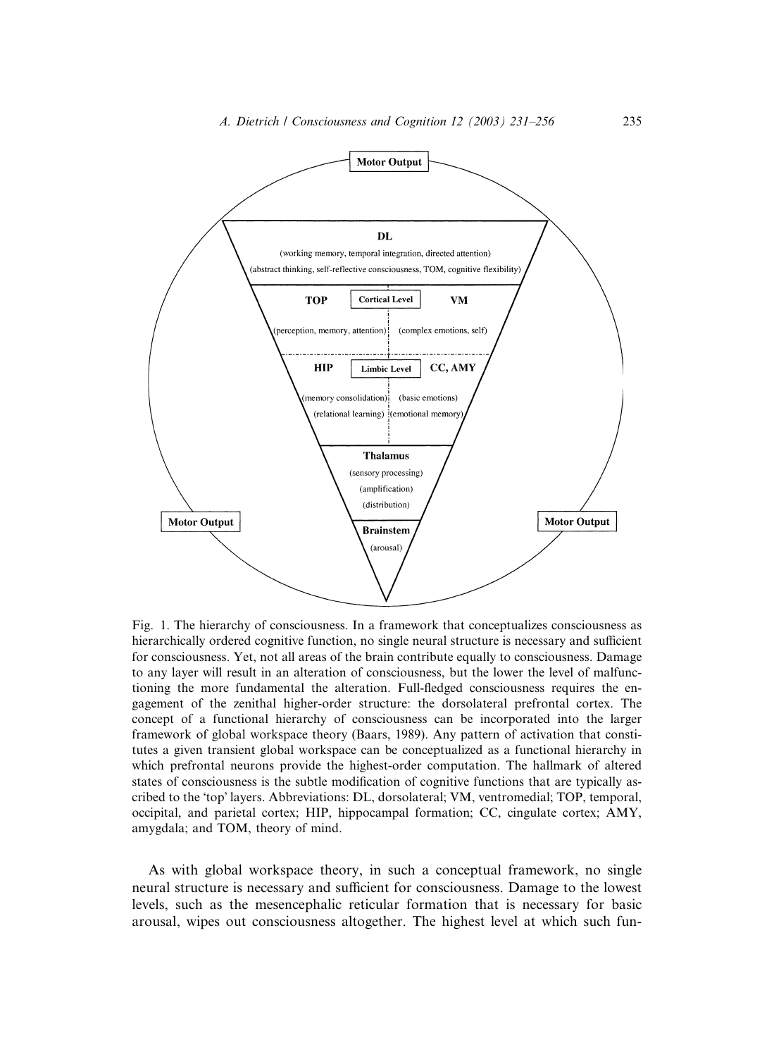Fig. 1. The hierarchy of consciousness. In a framework that conceptualizes consciousness as hierarchically ordered cognitive function, no single neural structure is necessary and sufficient for consciousness. Yet, not all areas of the brain contribute equally to consciousness. Damage to any layer will result in an alteration of consciousness, but the lower the level of malfunctioning the more fundamental the alteration. Full-fledged consciousness requires the engagement of the zenithal higher-order structure: the dorsolateral prefrontal cortex. The concept of a functional hierarchy of consciousness can be incorporated into the larger framework of global workspace theory (Baars, 1989). Any pattern of activation that constitutes a given transient global workspace can be conceptualized as a functional hierarchy in which prefrontal neurons provide the highest-order computation. The hallmark of altered states of consciousness is the subtle modification of cognitive functions that are typically ascribed to the 'top' layers. Abbreviations: DL, dorsolateral; VM, ventromedial; TOP, temporal, occipital, and parietal cortex; HIP, hippocampal formation; CC, cingulate cortex; AMY, amygdala; and TOM, theory of mind.

As with global workspace theory, in such a conceptual framework, no single neural structure is necessary and sufficient for consciousness. Damage to the lowest levels, such as the mesencephalic reticular formation that is necessary for basic arousal, wipes out consciousness altogether. The highest level at which such fun-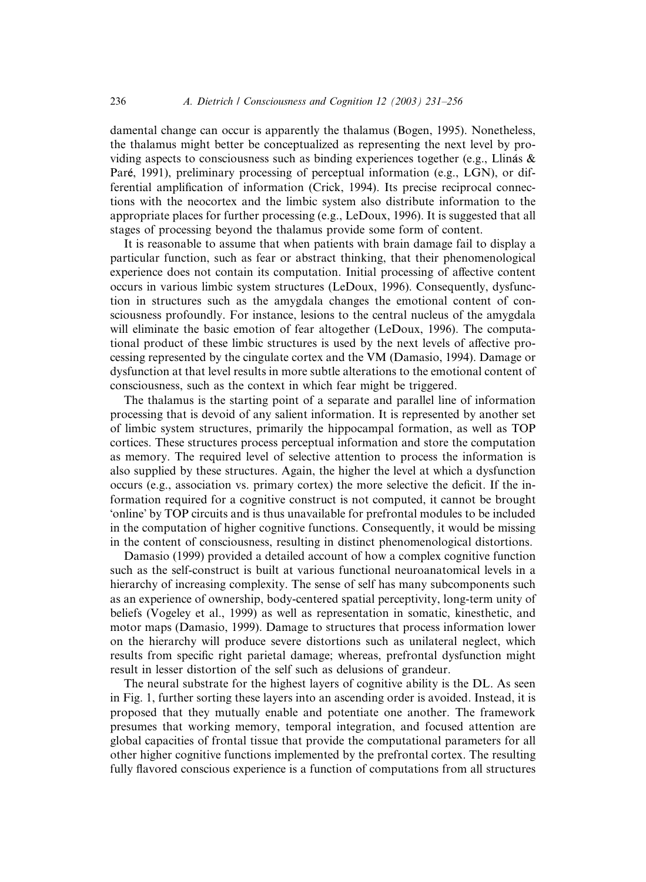damental change can occur is apparently the thalamus (Bogen, 1995). Nonetheless, the thalamus might better be conceptualized as representing the next level by providing aspects to consciousness such as binding experiences together (e.g., Llinás & Paré, 1991), preliminary processing of perceptual information (e.g., LGN), or differential amplification of information (Crick, 1994). Its precise reciprocal connections with the neocortex and the limbic system also distribute information to the appropriate places for further processing (e.g., LeDoux, 1996). It is suggested that all stages of processing beyond the thalamus provide some form of content.

It is reasonable to assume that when patients with brain damage fail to display a particular function, such as fear or abstract thinking, that their phenomenological experience does not contain its computation. Initial processing of affective content occurs in various limbic system structures (LeDoux, 1996). Consequently, dysfunction in structures such as the amygdala changes the emotional content of consciousness profoundly. For instance, lesions to the central nucleus of the amygdala will eliminate the basic emotion of fear altogether (LeDoux, 1996). The computational product of these limbic structures is used by the next levels of affective processing represented by the cingulate cortex and the VM (Damasio, 1994). Damage or dysfunction at that level results in more subtle alterations to the emotional content of consciousness, such as the context in which fear might be triggered.

The thalamus is the starting point of a separate and parallel line of information processing that is devoid of any salient information. It is represented by another set of limbic system structures, primarily the hippocampal formation, as well as TOP cortices. These structures process perceptual information and store the computation as memory. The required level of selective attention to process the information is also supplied by these structures. Again, the higher the level at which a dysfunction occurs (e.g., association vs. primary cortex) the more selective the deficit. If the information required for a cognitive construct is not computed, it cannot be brought 'online' by TOP circuits and is thus unavailable for prefrontal modules to be included in the computation of higher cognitive functions. Consequently, it would be missing in the content of consciousness, resulting in distinct phenomenological distortions.

Damasio (1999) provided a detailed account of how a complex cognitive function such as the self-construct is built at various functional neuroanatomical levels in a hierarchy of increasing complexity. The sense of self has many subcomponents such as an experience of ownership, body-centered spatial perceptivity, long-term unity of beliefs (Vogeley et al., 1999) as well as representation in somatic, kinesthetic, and motor maps (Damasio, 1999). Damage to structures that process information lower on the hierarchy will produce severe distortions such as unilateral neglect, which results from specific right parietal damage; whereas, prefrontal dysfunction might result in lesser distortion of the self such as delusions of grandeur.

The neural substrate for the highest layers of cognitive ability is the DL. As seen in Fig. 1, further sorting these layers into an ascending order is avoided. Instead, it is proposed that they mutually enable and potentiate one another. The framework presumes that working memory, temporal integration, and focused attention are global capacities of frontal tissue that provide the computational parameters for all other higher cognitive functions implemented by the prefrontal cortex. The resulting fully flavored conscious experience is a function of computations from all structures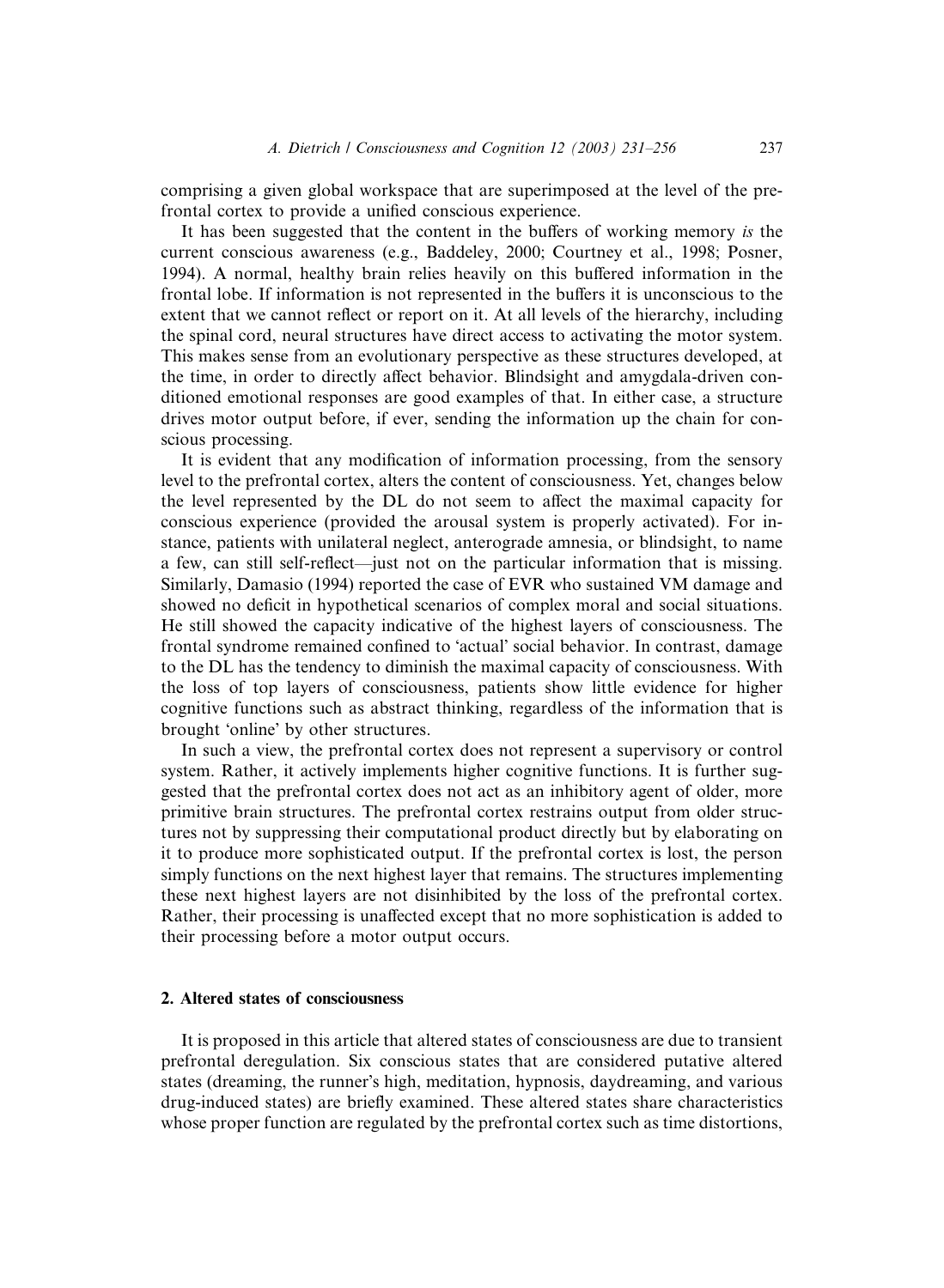comprising a given global workspace that are superimposed at the level of the prefrontal cortex to provide a unified conscious experience.

It has been suggested that the content in the buffers of working memory *is* the current conscious awareness (e.g., Baddeley, 2000; Courtney et al., 1998; Posner, 1994). A normal, healthy brain relies heavily on this buffered information in the frontal lobe. If information is not represented in the buffers it is unconscious to the extent that we cannot reflect or report on it. At all levels of the hierarchy, including the spinal cord, neural structures have direct access to activating the motor system. This makes sense from an evolutionary perspective as these structures developed, at the time, in order to directly affect behavior. Blindsight and amygdala-driven conditioned emotional responses are good examples of that. In either case, a structure drives motor output before, if ever, sending the information up the chain for conscious processing.

It is evident that any modification of information processing, from the sensory level to the prefrontal cortex, alters the content of consciousness. Yet, changes below the level represented by the DL do not seem to affect the maximal capacity for conscious experience (provided the arousal system is properly activated). For instance, patients with unilateral neglect, anterograde amnesia, or blindsight, to name a few, can still self-reflect—just not on the particular information that is missing. Similarly, Damasio (1994) reported the case of EVR who sustained VM damage and showed no deficit in hypothetical scenarios of complex moral and social situations. He still showed the capacity indicative of the highest layers of consciousness. The frontal syndrome remained confined to 'actual' social behavior. In contrast, damage to the DL has the tendency to diminish the maximal capacity of consciousness. With the loss of top layers of consciousness, patients show little evidence for higher cognitive functions such as abstract thinking, regardless of the information that is brought 'online' by other structures.

In such a view, the prefrontal cortex does not represent a supervisory or control system. Rather, it actively implements higher cognitive functions. It is further suggested that the prefrontal cortex does not act as an inhibitory agent of older, more primitive brain structures. The prefrontal cortex restrains output from older structures not by suppressing their computational product directly but by elaborating on it to produce more sophisticated output. If the prefrontal cortex is lost, the person simply functions on the next highest layer that remains. The structures implementing these next highest layers are not disinhibited by the loss of the prefrontal cortex. Rather, their processing is unaffected except that no more sophistication is added to their processing before a motor output occurs.

## 2. Altered states of consciousness

It is proposed in this article that altered states of consciousness are due to transient prefrontal deregulation. Six conscious states that are considered putative altered states (dreaming, the runner's high, meditation, hypnosis, daydreaming, and various drug-induced states) are briefly examined. These altered states share characteristics whose proper function are regulated by the prefrontal cortex such as time distortions,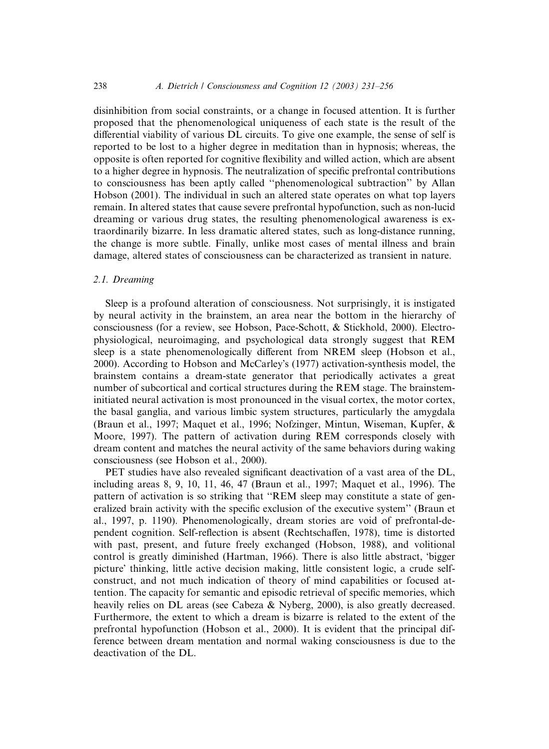disinhibition from social constraints, or a change in focused attention. It is further proposed that the phenomenological uniqueness of each state is the result of the differential viability of various DL circuits. To give one example, the sense of self is reported to be lost to a higher degree in meditation than in hypnosis; whereas, the opposite is often reported for cognitive flexibility and willed action, which are absent to a higher degree in hypnosis. The neutralization of specific prefrontal contributions to consciousness has been aptly called ''phenomenological subtraction'' by Allan Hobson (2001). The individual in such an altered state operates on what top layers remain. In altered states that cause severe prefrontal hypofunction, such as non-lucid dreaming or various drug states, the resulting phenomenological awareness is extraordinarily bizarre. In less dramatic altered states, such as long-distance running, the change is more subtle. Finally, unlike most cases of mental illness and brain damage, altered states of consciousness can be characterized as transient in nature.

### 2.1. Dreaming

Sleep is a profound alteration of consciousness. Not surprisingly, it is instigated by neural activity in the brainstem, an area near the bottom in the hierarchy of consciousness (for a review, see Hobson, Pace-Schott, & Stickhold, 2000). Electrophysiological, neuroimaging, and psychological data strongly suggest that REM sleep is a state phenomenologically different from NREM sleep (Hobson et al., 2000). According to Hobson and McCarley's (1977) activation-synthesis model, the brainstem contains a dream-state generator that periodically activates a great number of subcortical and cortical structures during the REM stage. The brainstem-initiated neural activation is most pronounced in the visual cortex, the motor cortex, the basal ganglia, and various limbic system structures, particularly the amygdala (Braun et al., 1997; Maquet et al., 1996; Nofzinger, Mintun, Wiseman, Kupfer, & Moore, 1997). The pattern of activation during REM corresponds closely with dream content and matches the neural activity of the same behaviors during waking consciousness (see Hobson et al., 2000).

PET studies have also revealed significant deactivation of a vast area of the DL, including areas 8, 9, 10, 11, 46, 47 (Braun et al., 1997; Maquet et al., 1996). The pattern of activation is so striking that ''REM sleep may constitute a state of generalized brain activity with the specific exclusion of the executive system'' (Braun et al., 1997, p. 1190). Phenomenologically, dream stories are void of prefrontal-dependent cognition. Self-reflection is absent (Rechtschaffen, 1978), time is distorted with past, present, and future freely exchanged (Hobson, 1988), and volitional control is greatly diminished (Hartman, 1966). There is also little abstract, 'bigger picture' thinking, little active decision making, little consistent logic, a crude self-construct, and not much indication of theory of mind capabilities or focused attention. The capacity for semantic and episodic retrieval of specific memories, which heavily relies on DL areas (see Cabeza & Nyberg, 2000), is also greatly decreased. Furthermore, the extent to which a dream is bizarre is related to the extent of the prefrontal hypofunction (Hobson et al., 2000). It is evident that the principal difference between dream mentation and normal waking consciousness is due to the deactivation of the DL.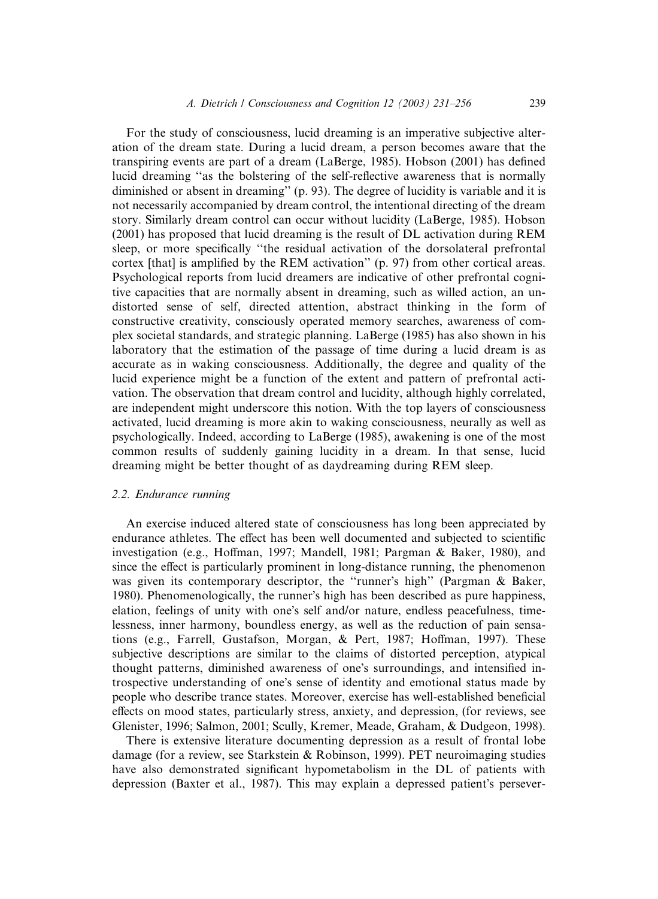For the study of consciousness, lucid dreaming is an imperative subjective alteration of the dream state. During a lucid dream, a person becomes aware that the transpiring events are part of a dream (LaBerge, 1985). Hobson (2001) has defined lucid dreaming ‘‘as the bolstering of the self-reflective awareness that is normally diminished or absent in dreaming’’ (p. 93). The degree of lucidity is variable and it is not necessarily accompanied by dream control, the intentional directing of the dream story. Similarly dream control can occur without lucidity (LaBerge, 1985). Hobson (2001) has proposed that lucid dreaming is the result of DL activation during REM sleep, or more specifically ‘‘the residual activation of the dorsolateral prefrontal cortex [that] is amplified by the REM activation’’ (p. 97) from other cortical areas. Psychological reports from lucid dreamers are indicative of other prefrontal cognitive capacities that are normally absent in dreaming, such as willed action, an undistorted sense of self, directed attention, abstract thinking in the form of constructive creativity, consciously operated memory searches, awareness of complex societal standards, and strategic planning. LaBerge (1985) has also shown in his laboratory that the estimation of the passage of time during a lucid dream is as accurate as in waking consciousness. Additionally, the degree and quality of the lucid experience might be a function of the extent and pattern of prefrontal activation. The observation that dream control and lucidity, although highly correlated, are independent might underscore this notion. With the top layers of consciousness activated, lucid dreaming is more akin to waking consciousness, neurally as well as psychologically. Indeed, according to LaBerge (1985), awakening is one of the most common results of suddenly gaining lucidity in a dream. In that sense, lucid dreaming might be better thought of as daydreaming during REM sleep.

### 2.2. Endurance running

An exercise induced altered state of consciousness has long been appreciated by endurance athletes. The effect has been well documented and subjected to scientific investigation (e.g., Hoffman, 1997; Mandell, 1981; Pargman & Baker, 1980), and since the effect is particularly prominent in long-distance running, the phenomenon was given its contemporary descriptor, the ‘‘runner’s high’’ (Pargman & Baker, 1980). Phenomenologically, the runner’s high has been described as pure happiness, elation, feelings of unity with one’s self and/or nature, endless peacefulness, timelessness, inner harmony, boundless energy, as well as the reduction of pain sensations (e.g., Farrell, Gustafson, Morgan, & Pert, 1987; Hoffman, 1997). These subjective descriptions are similar to the claims of distorted perception, atypical thought patterns, diminished awareness of one’s surroundings, and intensified introspective understanding of one’s sense of identity and emotional status made by people who describe trance states. Moreover, exercise has well-established beneficial effects on mood states, particularly stress, anxiety, and depression, (for reviews, see Glenister, 1996; Salmon, 2001; Scully, Kremer, Meade, Graham, & Dudgeon, 1998).

There is extensive literature documenting depression as a result of frontal lobe damage (for a review, see Starkstein & Robinson, 1999). PET neuroimaging studies have also demonstrated significant hypometabolism in the DL of patients with depression (Baxter et al., 1987). This may explain a depressed patient’s persever-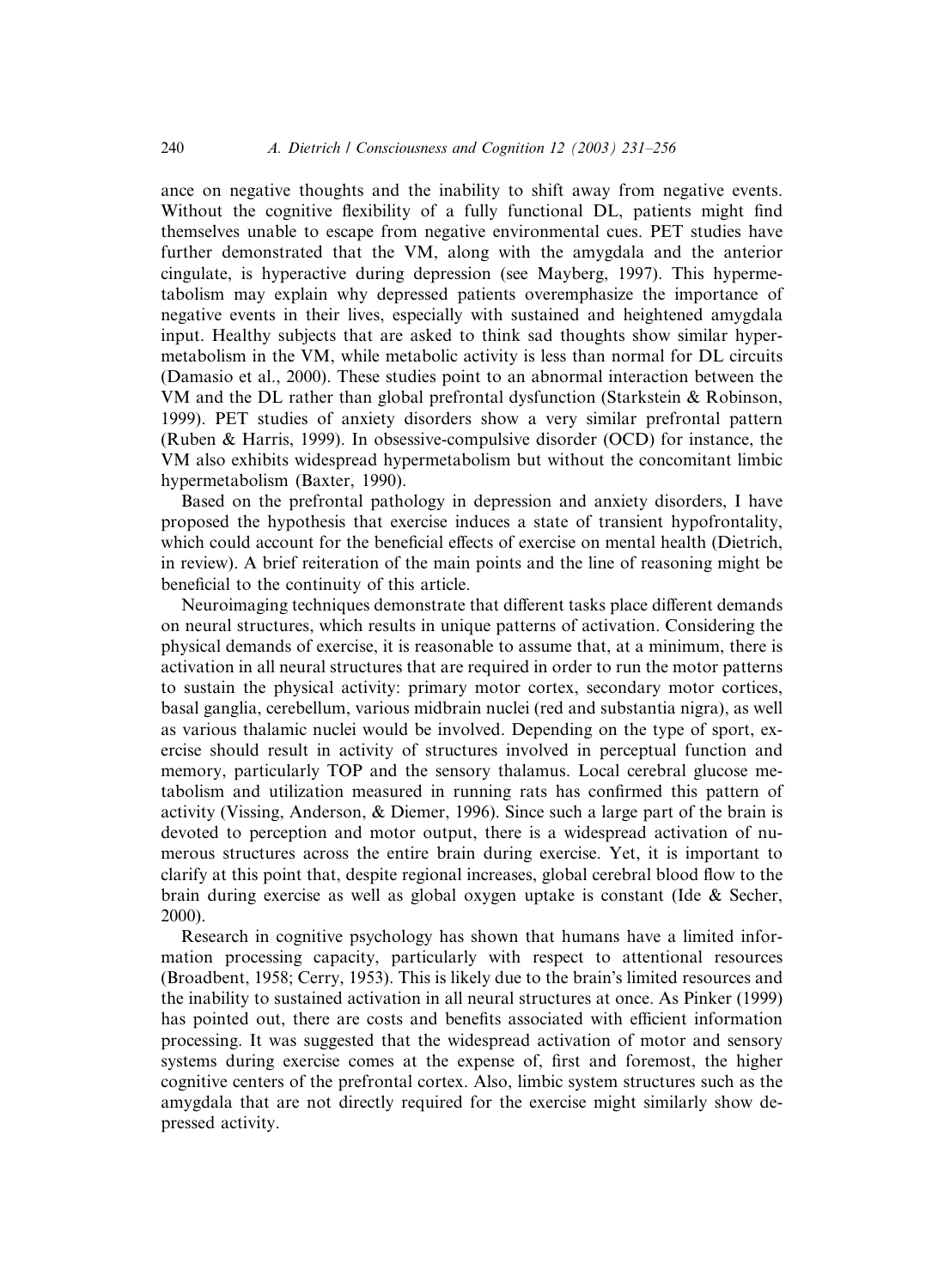ance on negative thoughts and the inability to shift away from negative events. Without the cognitive flexibility of a fully functional DL, patients might find themselves unable to escape from negative environmental cues. PET studies have further demonstrated that the VM, along with the amygdala and the anterior cingulate, is hyperactive during depression (see Mayberg, 1997). This hypermetabolism may explain why depressed patients overemphasize the importance of negative events in their lives, especially with sustained and heightened amygdala input. Healthy subjects that are asked to think sad thoughts show similar hypermetabolism in the VM, while metabolic activity is less than normal for DL circuits (Damasio et al., 2000). These studies point to an abnormal interaction between the VM and the DL rather than global prefrontal dysfunction (Starkstein & Robinson, 1999). PET studies of anxiety disorders show a very similar prefrontal pattern (Ruben & Harris, 1999). In obsessive-compulsive disorder (OCD) for instance, the VM also exhibits widespread hypermetabolism but without the concomitant limbic hypermetabolism (Baxter, 1990).

Based on the prefrontal pathology in depression and anxiety disorders, I have proposed the hypothesis that exercise induces a state of transient hypofrontality, which could account for the beneficial effects of exercise on mental health (Dietrich, in review). A brief reiteration of the main points and the line of reasoning might be beneficial to the continuity of this article.

Neuroimaging techniques demonstrate that different tasks place different demands on neural structures, which results in unique patterns of activation. Considering the physical demands of exercise, it is reasonable to assume that, at a minimum, there is activation in all neural structures that are required in order to run the motor patterns to sustain the physical activity: primary motor cortex, secondary motor cortices, basal ganglia, cerebellum, various midbrain nuclei (red and substantia nigra), as well as various thalamic nuclei would be involved. Depending on the type of sport, exercise should result in activity of structures involved in perceptual function and memory, particularly TOP and the sensory thalamus. Local cerebral glucose metabolism and utilization measured in running rats has confirmed this pattern of activity (Vissing, Anderson, & Diemer, 1996). Since such a large part of the brain is devoted to perception and motor output, there is a widespread activation of numerous structures across the entire brain during exercise. Yet, it is important to clarify at this point that, despite regional increases, global cerebral blood flow to the brain during exercise as well as global oxygen uptake is constant (Ide & Secher, 2000).

Research in cognitive psychology has shown that humans have a limited information processing capacity, particularly with respect to attentional resources (Broadbent, 1958; Cerry, 1953). This is likely due to the brain's limited resources and the inability to sustained activation in all neural structures at once. As Pinker (1999) has pointed out, there are costs and benefits associated with efficient information processing. It was suggested that the widespread activation of motor and sensory systems during exercise comes at the expense of, first and foremost, the higher cognitive centers of the prefrontal cortex. Also, limbic system structures such as the amygdala that are not directly required for the exercise might similarly show depressed activity.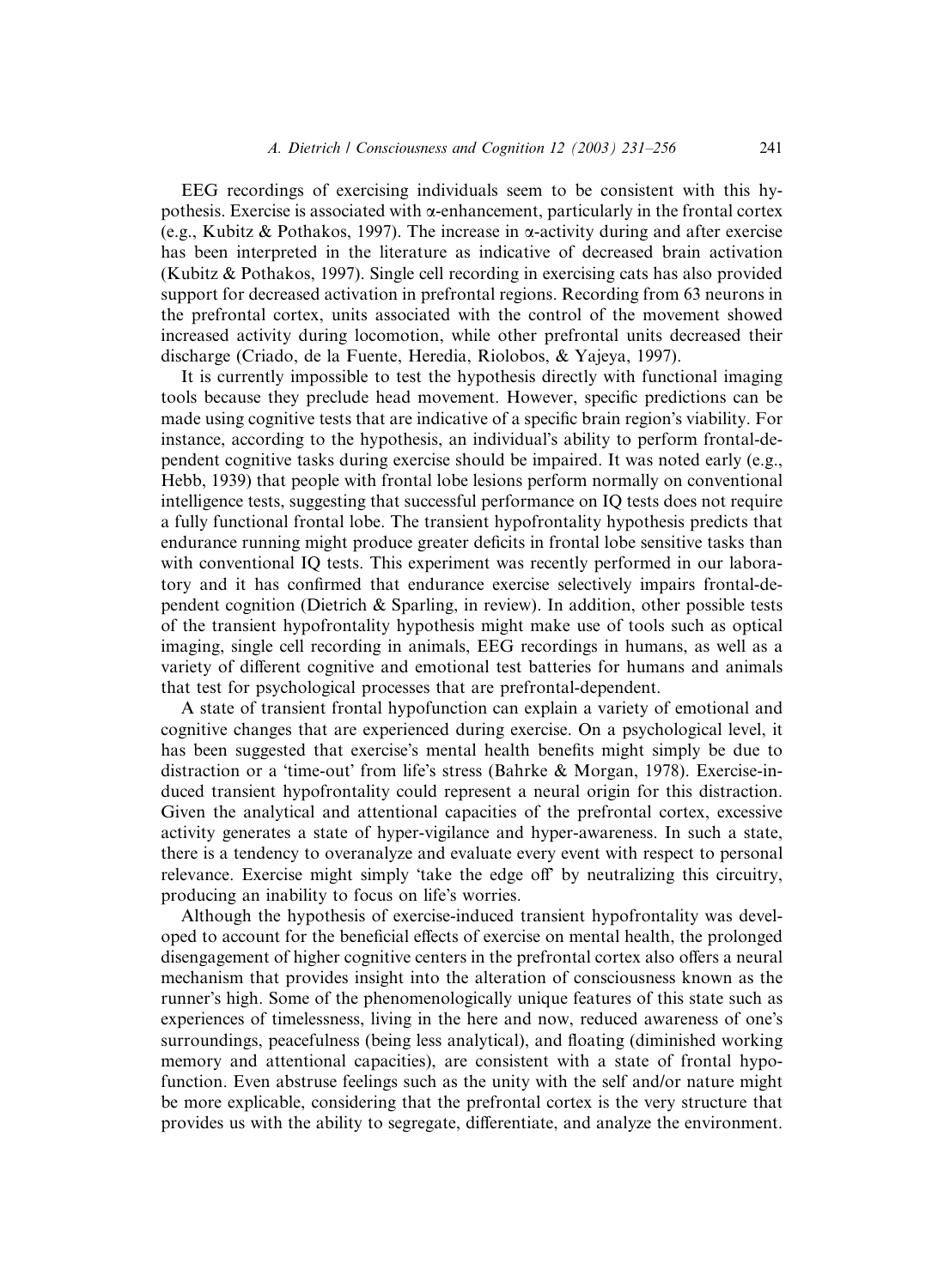EEG recordings of exercising individuals seem to be consistent with this hypothesis. Exercise is associated with $\alpha$-enhancement, particularly in the frontal cortex (e.g., Kubitz & Pothakos, 1997). The increase in $\alpha$-activity during and after exercise has been interpreted in the literature as indicative of decreased brain activation (Kubitz & Pothakos, 1997). Single cell recording in exercising cats has also provided support for decreased activation in prefrontal regions. Recording from 63 neurons in the prefrontal cortex, units associated with the control of the movement showed increased activity during locomotion, while other prefrontal units decreased their discharge (Criado, de la Fuente, Heredia, Riolobos, & Yajeya, 1997).

It is currently impossible to test the hypothesis directly with functional imaging tools because they preclude head movement. However, specific predictions can be made using cognitive tests that are indicative of a specific brain region's viability. For instance, according to the hypothesis, an individual's ability to perform frontal-dependent cognitive tasks during exercise should be impaired. It was noted early (e.g., Hebb, 1939) that people with frontal lobe lesions perform normally on conventional intelligence tests, suggesting that successful performance on IQ tests does not require a fully functional frontal lobe. The transient hypofrontality hypothesis predicts that endurance running might produce greater deficits in frontal lobe sensitive tasks than with conventional IQ tests. This experiment was recently performed in our laboratory and it has confirmed that endurance exercise selectively impairs frontal-dependent cognition (Dietrich & Sparling, in review). In addition, other possible tests of the transient hypofrontality hypothesis might make use of tools such as optical imaging, single cell recording in animals, EEG recordings in humans, as well as a variety of different cognitive and emotional test batteries for humans and animals that test for psychological processes that are prefrontal-dependent.

A state of transient frontal hypofunction can explain a variety of emotional and cognitive changes that are experienced during exercise. On a psychological level, it has been suggested that exercise's mental health benefits might simply be due to distraction or a 'time-out' from life's stress (Bahrke & Morgan, 1978). Exercise-induced transient hypofrontality could represent a neural origin for this distraction. Given the analytical and attentional capacities of the prefrontal cortex, excessive activity generates a state of hyper-vigilance and hyper-awareness. In such a state, there is a tendency to overanalyze and evaluate every event with respect to personal relevance. Exercise might simply 'take the edge off' by neutralizing this circuitry, producing an inability to focus on life's worries.

Although the hypothesis of exercise-induced transient hypofrontality was developed to account for the beneficial effects of exercise on mental health, the prolonged disengagement of higher cognitive centers in the prefrontal cortex also offers a neural mechanism that provides insight into the alteration of consciousness known as the runner's high. Some of the phenomenologically unique features of this state such as experiences of timelessness, living in the here and now, reduced awareness of one's surroundings, peacefulness (being less analytical), and floating (diminished working memory and attentional capacities), are consistent with a state of frontal hypofunction. Even abstruse feelings such as the unity with the self and/or nature might be more explicable, considering that the prefrontal cortex is the very structure that provides us with the ability to segregate, differentiate, and analyze the environment.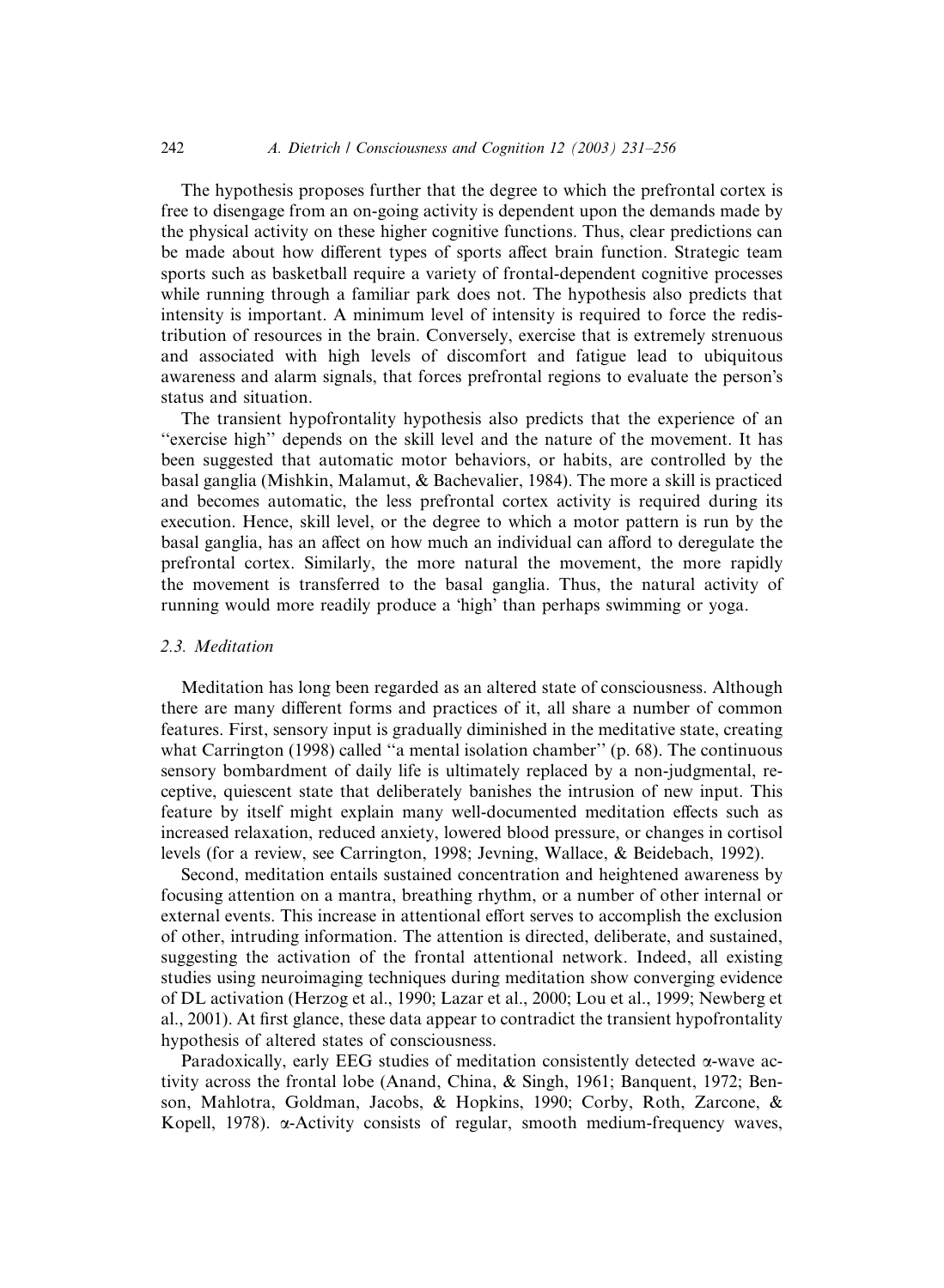The hypothesis proposes further that the degree to which the prefrontal cortex is free to disengage from an on-going activity is dependent upon the demands made by the physical activity on these higher cognitive functions. Thus, clear predictions can be made about how different types of sports affect brain function. Strategic team sports such as basketball require a variety of frontal-dependent cognitive processes while running through a familiar park does not. The hypothesis also predicts that intensity is important. A minimum level of intensity is required to force the redistribution of resources in the brain. Conversely, exercise that is extremely strenuous and associated with high levels of discomfort and fatigue lead to ubiquitous awareness and alarm signals, that forces prefrontal regions to evaluate the person's status and situation.

The transient hypofrontality hypothesis also predicts that the experience of an "exercise high" depends on the skill level and the nature of the movement. It has been suggested that automatic motor behaviors, or habits, are controlled by the basal ganglia (Mishkin, Malamut, & Bachevalier, 1984). The more a skill is practiced and becomes automatic, the less prefrontal cortex activity is required during its execution. Hence, skill level, or the degree to which a motor pattern is run by the basal ganglia, has an affect on how much an individual can afford to deregulate the prefrontal cortex. Similarly, the more natural the movement, the more rapidly the movement is transferred to the basal ganglia. Thus, the natural activity of running would more readily produce a 'high' than perhaps swimming or yoga.

### 2.3. Meditation

Meditation has long been regarded as an altered state of consciousness. Although there are many different forms and practices of it, all share a number of common features. First, sensory input is gradually diminished in the meditative state, creating what Carrington (1998) called "a mental isolation chamber" (p. 68). The continuous sensory bombardment of daily life is ultimately replaced by a non-judgmental, receptive, quiescent state that deliberately banishes the intrusion of new input. This feature by itself might explain many well-documented meditation effects such as increased relaxation, reduced anxiety, lowered blood pressure, or changes in cortisol levels (for a review, see Carrington, 1998; Jevning, Wallace, & Beidebach, 1992).

Second, meditation entails sustained concentration and heightened awareness by focusing attention on a mantra, breathing rhythm, or a number of other internal or external events. This increase in attentional effort serves to accomplish the exclusion of other, intruding information. The attention is directed, deliberate, and sustained, suggesting the activation of the frontal attentional network. Indeed, all existing studies using neuroimaging techniques during meditation show converging evidence of DL activation (Herzog et al., 1990; Lazar et al., 2000; Lou et al., 1999; Newberg et al., 2001). At first glance, these data appear to contradict the transient hypofrontality hypothesis of altered states of consciousness.

Paradoxically, early EEG studies of meditation consistently detected α-wave activity across the frontal lobe (Anand, China, & Singh, 1961; Banquent, 1972; Benson, Mahlotra, Goldman, Jacobs, & Hopkins, 1990; Corby, Roth, Zarcone, & Kopell, 1978). α-Activity consists of regular, smooth medium-frequency waves,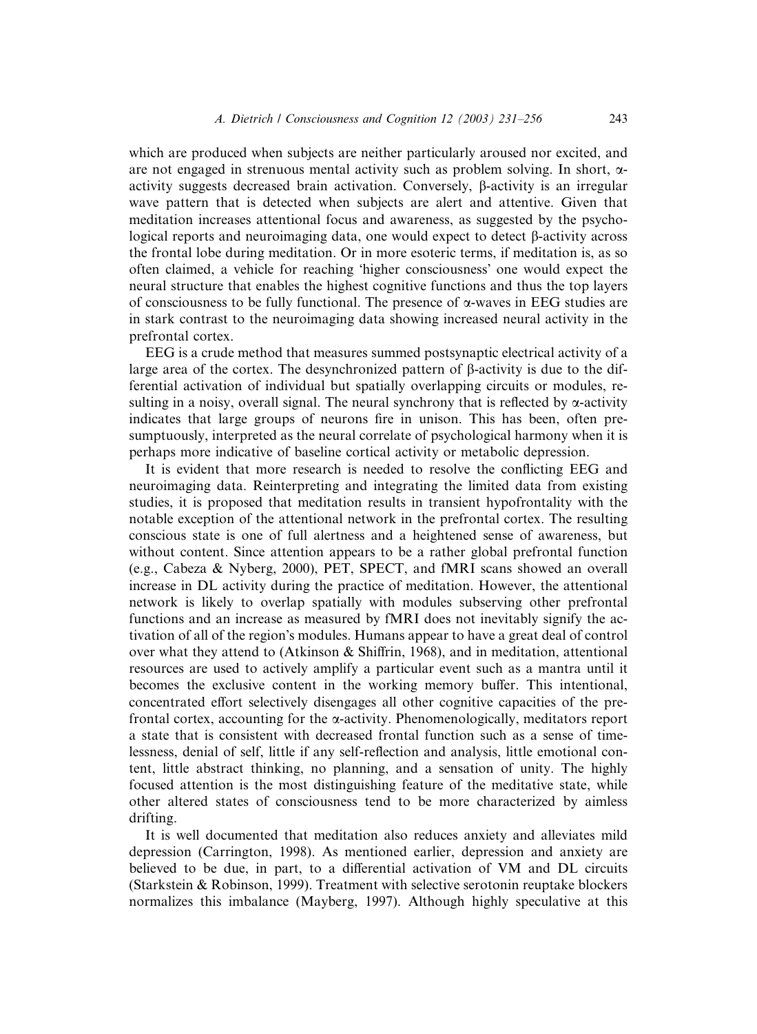which are produced when subjects are neither particularly aroused nor excited, and are not engaged in strenuous mental activity such as problem solving. In short, α-activity suggests decreased brain activation. Conversely, β-activity is an irregular wave pattern that is detected when subjects are alert and attentive. Given that meditation increases attentional focus and awareness, as suggested by the psychological reports and neuroimaging data, one would expect to detect β-activity across the frontal lobe during meditation. Or in more esoteric terms, if meditation is, as so often claimed, a vehicle for reaching 'higher consciousness' one would expect the neural structure that enables the highest cognitive functions and thus the top layers of consciousness to be fully functional. The presence of α-waves in EEG studies are in stark contrast to the neuroimaging data showing increased neural activity in the prefrontal cortex.

EEG is a crude method that measures summed postsynaptic electrical activity of a large area of the cortex. The desynchronized pattern of β-activity is due to the differential activation of individual but spatially overlapping circuits or modules, resulting in a noisy, overall signal. The neural synchrony that is reflected by α-activity indicates that large groups of neurons fire in unison. This has been, often presumptuously, interpreted as the neural correlate of psychological harmony when it is perhaps more indicative of baseline cortical activity or metabolic depression.

It is evident that more research is needed to resolve the conflicting EEG and neuroimaging data. Reinterpreting and integrating the limited data from existing studies, it is proposed that meditation results in transient hypofrontality with the notable exception of the attentional network in the prefrontal cortex. The resulting conscious state is one of full alertness and a heightened sense of awareness, but without content. Since attention appears to be a rather global prefrontal function (e.g., Cabeza & Nyberg, 2000), PET, SPECT, and fMRI scans showed an overall increase in DL activity during the practice of meditation. However, the attentional network is likely to overlap spatially with modules subserving other prefrontal functions and an increase as measured by fMRI does not inevitably signify the activation of all of the region's modules. Humans appear to have a great deal of control over what they attend to (Atkinson & Shiffrin, 1968), and in meditation, attentional resources are used to actively amplify a particular event such as a mantra until it becomes the exclusive content in the working memory buffer. This intentional, concentrated effort selectively disengages all other cognitive capacities of the prefrontal cortex, accounting for the α-activity. Phenomenologically, meditators report a state that is consistent with decreased frontal function such as a sense of timelessness, denial of self, little if any self-reflection and analysis, little emotional content, little abstract thinking, no planning, and a sensation of unity. The highly focused attention is the most distinguishing feature of the meditative state, while other altered states of consciousness tend to be more characterized by aimless drifting.

It is well documented that meditation also reduces anxiety and alleviates mild depression (Carrington, 1998). As mentioned earlier, depression and anxiety are believed to be due, in part, to a differential activation of VM and DL circuits (Starkstein & Robinson, 1999). Treatment with selective serotonin reuptake blockers normalizes this imbalance (Mayberg, 1997). Although highly speculative at this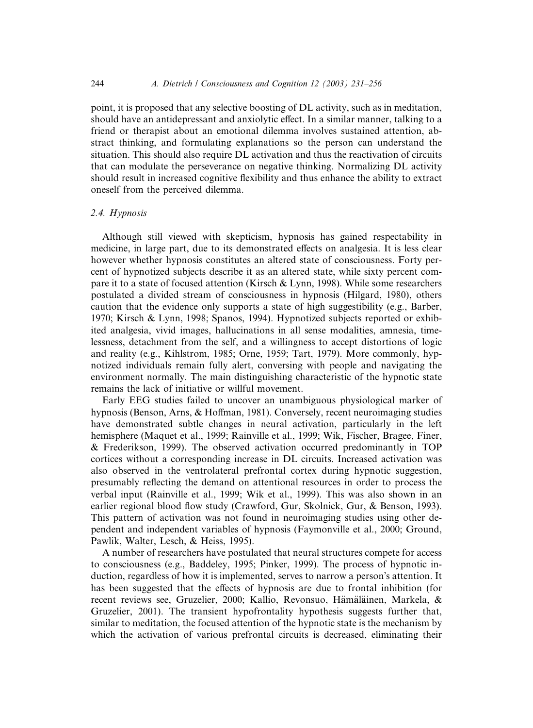point, it is proposed that any selective boosting of DL activity, such as in meditation, should have an antidepressant and anxiolytic effect. In a similar manner, talking to a friend or therapist about an emotional dilemma involves sustained attention, abstract thinking, and formulating explanations so the person can understand the situation. This should also require DL activation and thus the reactivation of circuits that can modulate the perseverance on negative thinking. Normalizing DL activity should result in increased cognitive flexibility and thus enhance the ability to extract oneself from the perceived dilemma.

### *2.4. Hypnosis*

Although still viewed with skepticism, hypnosis has gained respectability in medicine, in large part, due to its demonstrated effects on analgesia. It is less clear however whether hypnosis constitutes an altered state of consciousness. Forty percent of hypnotized subjects describe it as an altered state, while sixty percent compare it to a state of focused attention (Kirsch & Lynn, 1998). While some researchers postulated a divided stream of consciousness in hypnosis (Hilgard, 1980), others caution that the evidence only supports a state of high suggestibility (e.g., Barber, 1970; Kirsch & Lynn, 1998; Spanos, 1994). Hypnotized subjects reported or exhibited analgesia, vivid images, hallucinations in all sense modalities, amnesia, timelessness, detachment from the self, and a willingness to accept distortions of logic and reality (e.g., Kihlstrom, 1985; Orne, 1959; Tart, 1979). More commonly, hypnotized individuals remain fully alert, conversing with people and navigating the environment normally. The main distinguishing characteristic of the hypnotic state remains the lack of initiative or willful movement.

Early EEG studies failed to uncover an unambiguous physiological marker of hypnosis (Benson, Arns, & Hoffman, 1981). Conversely, recent neuroimaging studies have demonstrated subtle changes in neural activation, particularly in the left hemisphere (Maquet et al., 1999; Rainville et al., 1999; Wik, Fischer, Bragee, Finer, & Frederikson, 1999). The observed activation occurred predominantly in TOP cortices without a corresponding increase in DL circuits. Increased activation was also observed in the ventrolateral prefrontal cortex during hypnotic suggestion, presumably reflecting the demand on attentional resources in order to process the verbal input (Rainville et al., 1999; Wik et al., 1999). This was also shown in an earlier regional blood flow study (Crawford, Gur, Skolnick, Gur, & Benson, 1993). This pattern of activation was not found in neuroimaging studies using other dependent and independent variables of hypnosis (Faymonville et al., 2000; Ground, Pawlik, Walter, Lesch, & Heiss, 1995).

A number of researchers have postulated that neural structures compete for access to consciousness (e.g., Baddeley, 1995; Pinker, 1999). The process of hypnotic induction, regardless of how it is implemented, serves to narrow a person's attention. It has been suggested that the effects of hypnosis are due to frontal inhibition (for recent reviews see, Gruzelier, 2000; Kallio, Revonsuo, Hämäläinen, Markela, & Gruzelier, 2001). The transient hypofrontality hypothesis suggests further that, similar to meditation, the focused attention of the hypnotic state is the mechanism by which the activation of various prefrontal circuits is decreased, eliminating their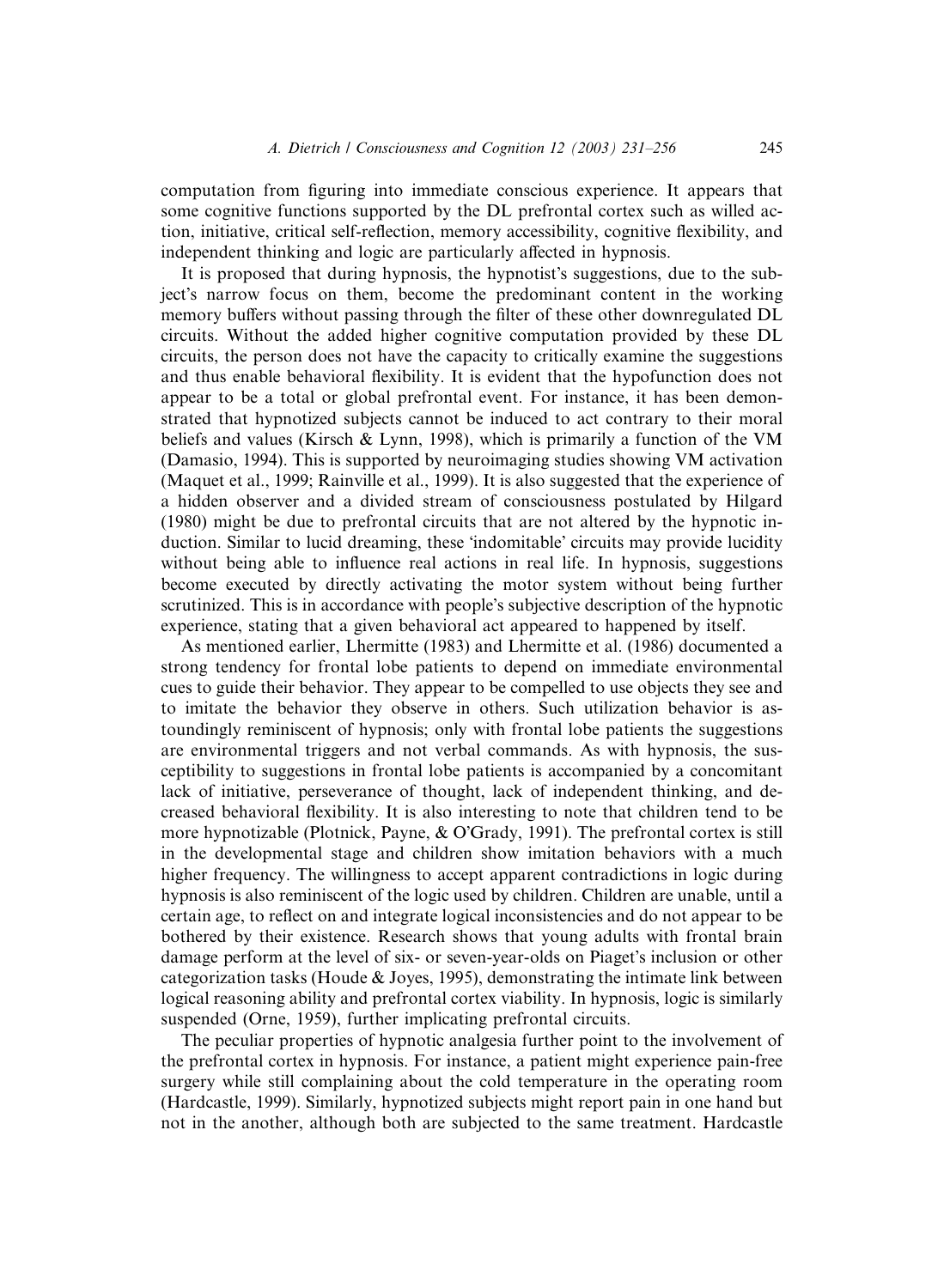computation from figuring into immediate conscious experience. It appears that some cognitive functions supported by the DL prefrontal cortex such as willed action, initiative, critical self-reflection, memory accessibility, cognitive flexibility, and independent thinking and logic are particularly affected in hypnosis.

It is proposed that during hypnosis, the hypnotist's suggestions, due to the subject's narrow focus on them, become the predominant content in the working memory buffers without passing through the filter of these other downregulated DL circuits. Without the added higher cognitive computation provided by these DL circuits, the person does not have the capacity to critically examine the suggestions and thus enable behavioral flexibility. It is evident that the hypofunction does not appear to be a total or global prefrontal event. For instance, it has been demonstrated that hypnotized subjects cannot be induced to act contrary to their moral beliefs and values (Kirsch & Lynn, 1998), which is primarily a function of the VM (Damasio, 1994). This is supported by neuroimaging studies showing VM activation (Maquet et al., 1999; Rainville et al., 1999). It is also suggested that the experience of a hidden observer and a divided stream of consciousness postulated by Hilgard (1980) might be due to prefrontal circuits that are not altered by the hypnotic induction. Similar to lucid dreaming, these 'indomitable' circuits may provide lucidity without being able to influence real actions in real life. In hypnosis, suggestions become executed by directly activating the motor system without being further scrutinized. This is in accordance with people's subjective description of the hypnotic experience, stating that a given behavioral act appeared to happened by itself.

As mentioned earlier, Lhermitte (1983) and Lhermitte et al. (1986) documented a strong tendency for frontal lobe patients to depend on immediate environmental cues to guide their behavior. They appear to be compelled to use objects they see and to imitate the behavior they observe in others. Such utilization behavior is astoundingly reminiscent of hypnosis; only with frontal lobe patients the suggestions are environmental triggers and not verbal commands. As with hypnosis, the susceptibility to suggestions in frontal lobe patients is accompanied by a concomitant lack of initiative, perseverance of thought, lack of independent thinking, and decreased behavioral flexibility. It is also interesting to note that children tend to be more hypnotizable (Plotnick, Payne, & O'Grady, 1991). The prefrontal cortex is still in the developmental stage and children show imitation behaviors with a much higher frequency. The willingness to accept apparent contradictions in logic during hypnosis is also reminiscent of the logic used by children. Children are unable, until a certain age, to reflect on and integrate logical inconsistencies and do not appear to be bothered by their existence. Research shows that young adults with frontal brain damage perform at the level of six- or seven-year-olds on Piaget's inclusion or other categorization tasks (Houde & Joyes, 1995), demonstrating the intimate link between logical reasoning ability and prefrontal cortex viability. In hypnosis, logic is similarly suspended (Orne, 1959), further implicating prefrontal circuits.

The peculiar properties of hypnotic analgesia further point to the involvement of the prefrontal cortex in hypnosis. For instance, a patient might experience pain-free surgery while still complaining about the cold temperature in the operating room (Hardcastle, 1999). Similarly, hypnotized subjects might report pain in one hand but not in the another, although both are subjected to the same treatment. Hardcastle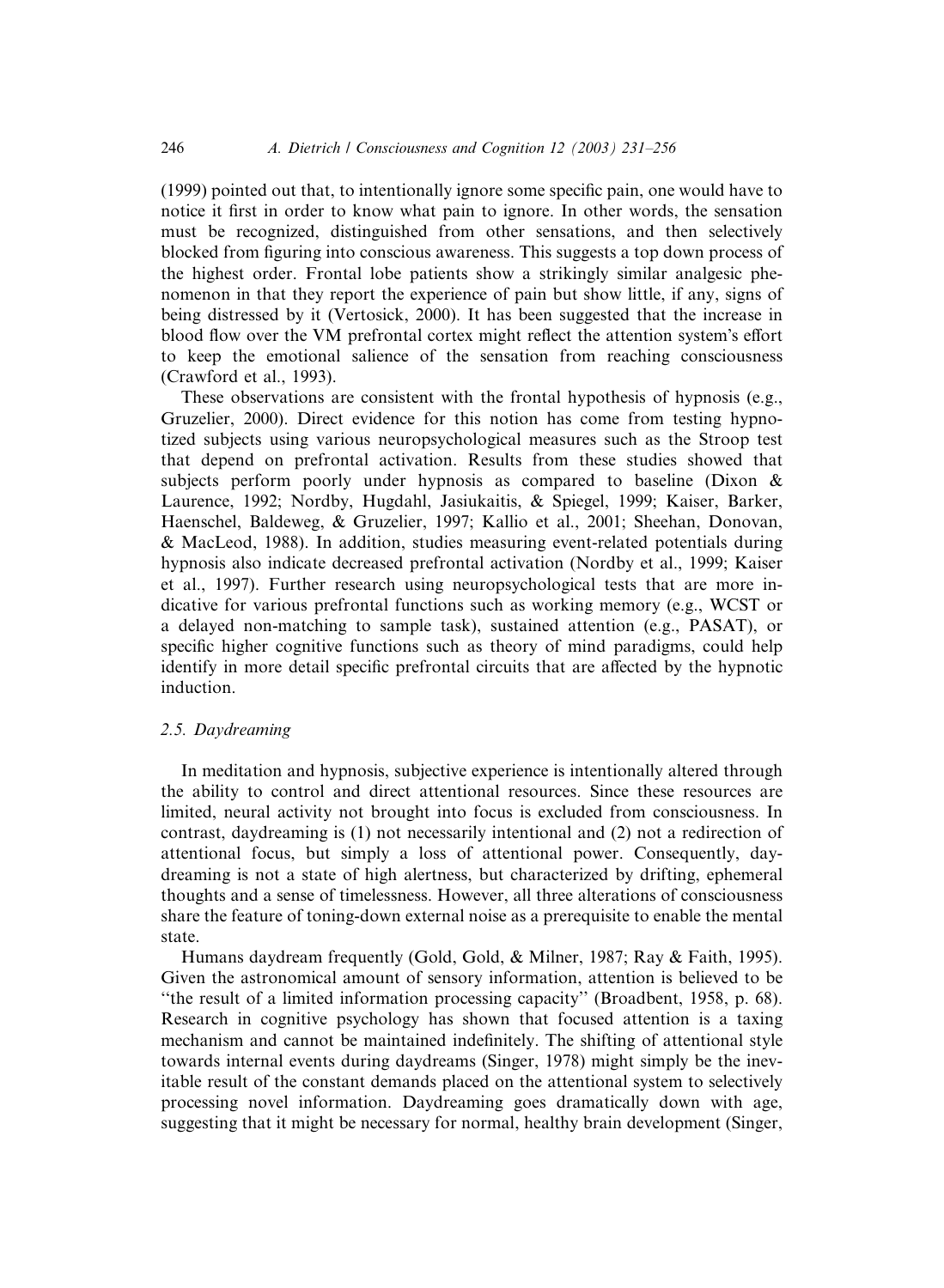(1999) pointed out that, to intentionally ignore some specific pain, one would have to notice it first in order to know what pain to ignore. In other words, the sensation must be recognized, distinguished from other sensations, and then selectively blocked from figuring into conscious awareness. This suggests a top down process of the highest order. Frontal lobe patients show a strikingly similar analgesic phenomenon in that they report the experience of pain but show little, if any, signs of being distressed by it (Vertosick, 2000). It has been suggested that the increase in blood flow over the VM prefrontal cortex might reflect the attention system's effort to keep the emotional salience of the sensation from reaching consciousness (Crawford et al., 1993).

These observations are consistent with the frontal hypothesis of hypnosis (e.g., Gruzelier, 2000). Direct evidence for this notion has come from testing hypnotized subjects using various neuropsychological measures such as the Stroop test that depend on prefrontal activation. Results from these studies showed that subjects perform poorly under hypnosis as compared to baseline (Dixon & Laurence, 1992; Nordby, Hugdahl, Jasiukaitis, & Spiegel, 1999; Kaiser, Barker, Haenschel, Baldeweg, & Gruzelier, 1997; Kallio et al., 2001; Sheehan, Donovan, & MacLeod, 1988). In addition, studies measuring event-related potentials during hypnosis also indicate decreased prefrontal activation (Nordby et al., 1999; Kaiser et al., 1997). Further research using neuropsychological tests that are more indicative for various prefrontal functions such as working memory (e.g., WCST or a delayed non-matching to sample task), sustained attention (e.g., PASAT), or specific higher cognitive functions such as theory of mind paradigms, could help identify in more detail specific prefrontal circuits that are affected by the hypnotic induction.

### 2.5. Daydreaming

In meditation and hypnosis, subjective experience is intentionally altered through the ability to control and direct attentional resources. Since these resources are limited, neural activity not brought into focus is excluded from consciousness. In contrast, daydreaming is (1) not necessarily intentional and (2) not a redirection of attentional focus, but simply a loss of attentional power. Consequently, daydreaming is not a state of high alertness, but characterized by drifting, ephemeral thoughts and a sense of timelessness. However, all three alterations of consciousness share the feature of toning-down external noise as a prerequisite to enable the mental state.

Humans daydream frequently (Gold, Gold, & Milner, 1987; Ray & Faith, 1995). Given the astronomical amount of sensory information, attention is believed to be "the result of a limited information processing capacity" (Broadbent, 1958, p. 68). Research in cognitive psychology has shown that focused attention is a taxing mechanism and cannot be maintained indefinitely. The shifting of attentional style towards internal events during daydreams (Singer, 1978) might simply be the inevitable result of the constant demands placed on the attentional system to selectively processing novel information. Daydreaming goes dramatically down with age, suggesting that it might be necessary for normal, healthy brain development (Singer,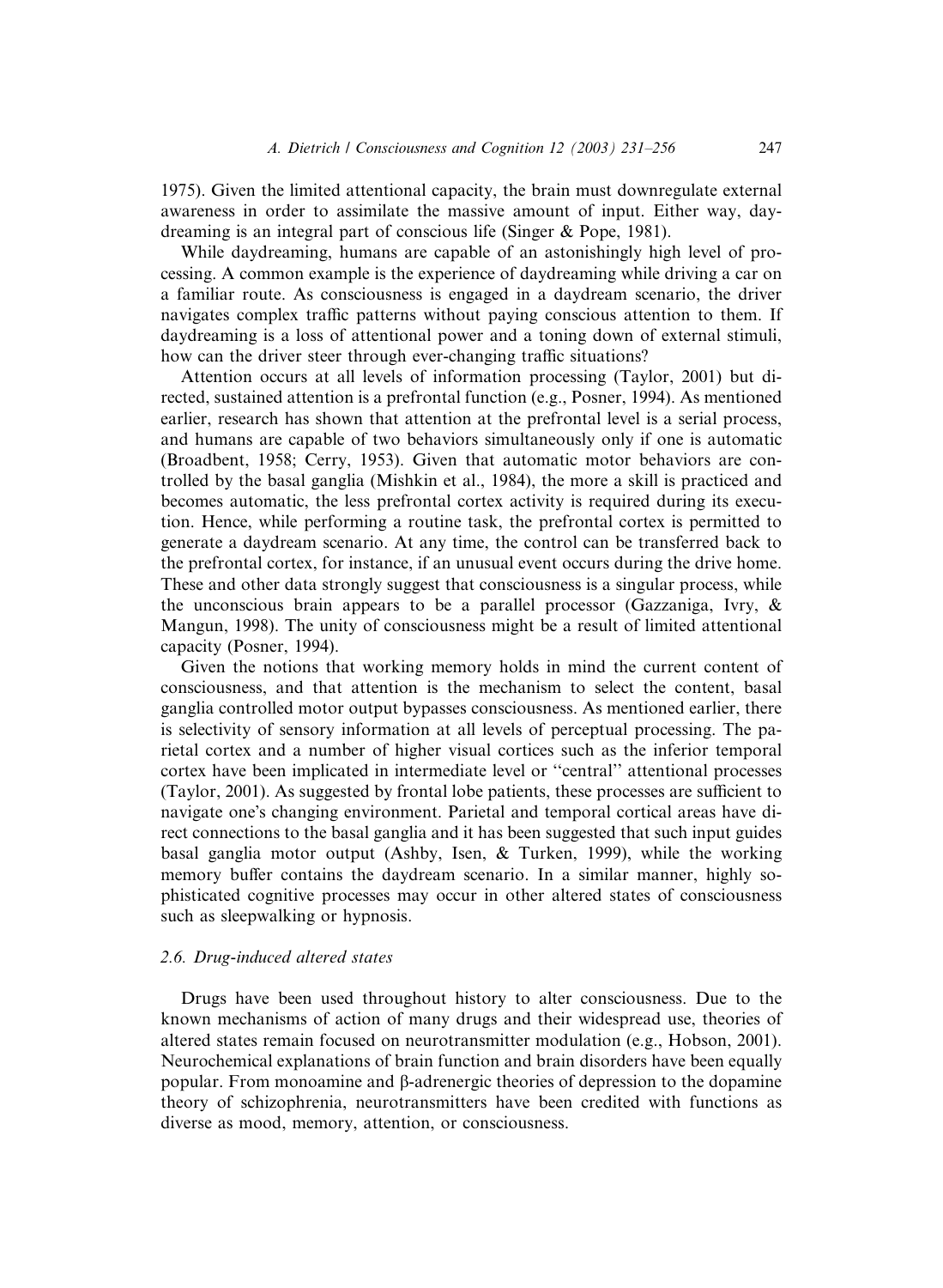1975). Given the limited attentional capacity, the brain must downregulate external awareness in order to assimilate the massive amount of input. Either way, daydreaming is an integral part of conscious life (Singer & Pope, 1981).

While daydreaming, humans are capable of an astonishingly high level of processing. A common example is the experience of daydreaming while driving a car on a familiar route. As consciousness is engaged in a daydream scenario, the driver navigates complex traffic patterns without paying conscious attention to them. If daydreaming is a loss of attentional power and a toning down of external stimuli, how can the driver steer through ever-changing traffic situations?

Attention occurs at all levels of information processing (Taylor, 2001) but directed, sustained attention is a prefrontal function (e.g., Posner, 1994). As mentioned earlier, research has shown that attention at the prefrontal level is a serial process, and humans are capable of two behaviors simultaneously only if one is automatic (Broadbent, 1958; Cerry, 1953). Given that automatic motor behaviors are controlled by the basal ganglia (Mishkin et al., 1984), the more a skill is practiced and becomes automatic, the less prefrontal cortex activity is required during its execution. Hence, while performing a routine task, the prefrontal cortex is permitted to generate a daydream scenario. At any time, the control can be transferred back to the prefrontal cortex, for instance, if an unusual event occurs during the drive home. These and other data strongly suggest that consciousness is a singular process, while the unconscious brain appears to be a parallel processor (Gazzaniga, Ivry, & Mangun, 1998). The unity of consciousness might be a result of limited attentional capacity (Posner, 1994).

Given the notions that working memory holds in mind the current content of consciousness, and that attention is the mechanism to select the content, basal ganglia controlled motor output bypasses consciousness. As mentioned earlier, there is selectivity of sensory information at all levels of perceptual processing. The parietal cortex and a number of higher visual cortices such as the inferior temporal cortex have been implicated in intermediate level or "central" attentional processes (Taylor, 2001). As suggested by frontal lobe patients, these processes are sufficient to navigate one's changing environment. Parietal and temporal cortical areas have direct connections to the basal ganglia and it has been suggested that such input guides basal ganglia motor output (Ashby, Isen, & Turken, 1999), while the working memory buffer contains the daydream scenario. In a similar manner, highly sophisticated cognitive processes may occur in other altered states of consciousness such as sleepwalking or hypnosis.

### 2.6. Drug-induced altered states

Drugs have been used throughout history to alter consciousness. Due to the known mechanisms of action of many drugs and their widespread use, theories of altered states remain focused on neurotransmitter modulation (e.g., Hobson, 2001). Neurochemical explanations of brain function and brain disorders have been equally popular. From monoamine and β-adrenergic theories of depression to the dopamine theory of schizophrenia, neurotransmitters have been credited with functions as diverse as mood, memory, attention, or consciousness.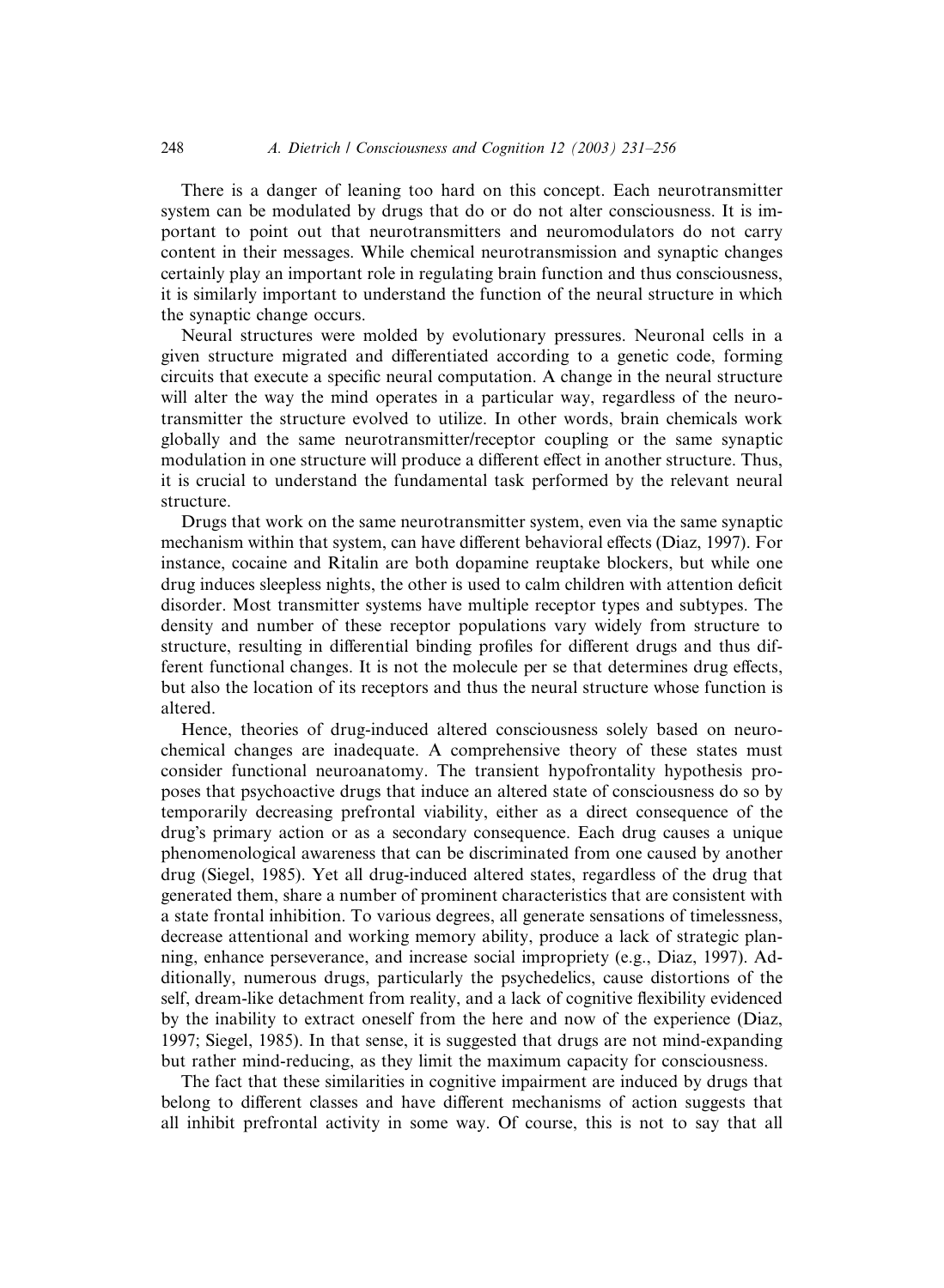There is a danger of leaning too hard on this concept. Each neurotransmitter system can be modulated by drugs that do or do not alter consciousness. It is important to point out that neurotransmitters and neuromodulators do not carry content in their messages. While chemical neurotransmission and synaptic changes certainly play an important role in regulating brain function and thus consciousness, it is similarly important to understand the function of the neural structure in which the synaptic change occurs.

Neural structures were molded by evolutionary pressures. Neuronal cells in a given structure migrated and differentiated according to a genetic code, forming circuits that execute a specific neural computation. A change in the neural structure will alter the way the mind operates in a particular way, regardless of the neurotransmitter the structure evolved to utilize. In other words, brain chemicals work globally and the same neurotransmitter/receptor coupling or the same synaptic modulation in one structure will produce a different effect in another structure. Thus, it is crucial to understand the fundamental task performed by the relevant neural structure.

Drugs that work on the same neurotransmitter system, even via the same synaptic mechanism within that system, can have different behavioral effects (Diaz, 1997). For instance, cocaine and Ritalin are both dopamine reuptake blockers, but while one drug induces sleepless nights, the other is used to calm children with attention deficit disorder. Most transmitter systems have multiple receptor types and subtypes. The density and number of these receptor populations vary widely from structure to structure, resulting in differential binding profiles for different drugs and thus different functional changes. It is not the molecule per se that determines drug effects, but also the location of its receptors and thus the neural structure whose function is altered.

Hence, theories of drug-induced altered consciousness solely based on neurochemical changes are inadequate. A comprehensive theory of these states must consider functional neuroanatomy. The transient hypofrontality hypothesis proposes that psychoactive drugs that induce an altered state of consciousness do so by temporarily decreasing prefrontal viability, either as a direct consequence of the drug's primary action or as a secondary consequence. Each drug causes a unique phenomenological awareness that can be discriminated from one caused by another drug (Siegel, 1985). Yet all drug-induced altered states, regardless of the drug that generated them, share a number of prominent characteristics that are consistent with a state frontal inhibition. To various degrees, all generate sensations of timelessness, decrease attentional and working memory ability, produce a lack of strategic planning, enhance perseverance, and increase social impropriety (e.g., Diaz, 1997). Additionally, numerous drugs, particularly the psychedelics, cause distortions of the self, dream-like detachment from reality, and a lack of cognitive flexibility evidenced by the inability to extract oneself from the here and now of the experience (Diaz, 1997; Siegel, 1985). In that sense, it is suggested that drugs are not mind-expanding but rather mind-reducing, as they limit the maximum capacity for consciousness.

The fact that these similarities in cognitive impairment are induced by drugs that belong to different classes and have different mechanisms of action suggests that all inhibit prefrontal activity in some way. Of course, this is not to say that all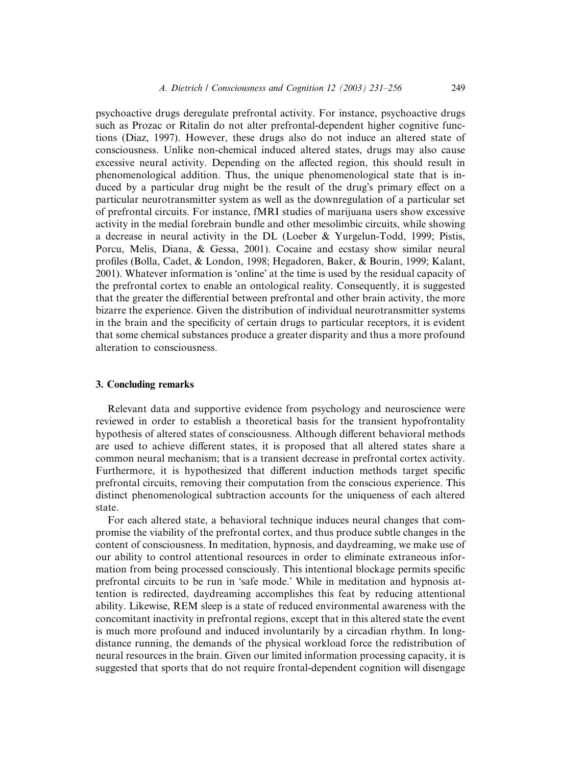psychoactive drugs deregulate prefrontal activity. For instance, psychoactive drugs such as Prozac or Ritalin do not alter prefrontal-dependent higher cognitive functions (Diaz, 1997). However, these drugs also do not induce an altered state of consciousness. Unlike non-chemical induced altered states, drugs may also cause excessive neural activity. Depending on the affected region, this should result in phenomenological addition. Thus, the unique phenomenological state that is induced by a particular drug might be the result of the drug's primary effect on a particular neurotransmitter system as well as the downregulation of a particular set of prefrontal circuits. For instance, fMRI studies of marijuana users show excessive activity in the medial forebrain bundle and other mesolimbic circuits, while showing a decrease in neural activity in the DL (Loeber & Yurgelun-Todd, 1999; Pistis, Porcu, Melis, Diana, & Gessa, 2001). Cocaine and ecstasy show similar neural profiles (Bolla, Cadet, & London, 1998; Hegadoren, Baker, & Bourin, 1999; Kalant, 2001). Whatever information is 'online' at the time is used by the residual capacity of the prefrontal cortex to enable an ontological reality. Consequently, it is suggested that the greater the differential between prefrontal and other brain activity, the more bizarre the experience. Given the distribution of individual neurotransmitter systems in the brain and the specificity of certain drugs to particular receptors, it is evident that some chemical substances produce a greater disparity and thus a more profound alteration to consciousness.

## 3. Concluding remarks

Relevant data and supportive evidence from psychology and neuroscience were reviewed in order to establish a theoretical basis for the transient hypofrontality hypothesis of altered states of consciousness. Although different behavioral methods are used to achieve different states, it is proposed that all altered states share a common neural mechanism; that is a transient decrease in prefrontal cortex activity. Furthermore, it is hypothesized that different induction methods target specific prefrontal circuits, removing their computation from the conscious experience. This distinct phenomenological subtraction accounts for the uniqueness of each altered state.

For each altered state, a behavioral technique induces neural changes that compromise the viability of the prefrontal cortex, and thus produce subtle changes in the content of consciousness. In meditation, hypnosis, and daydreaming, we make use of our ability to control attentional resources in order to eliminate extraneous information from being processed consciously. This intentional blockage permits specific prefrontal circuits to be run in 'safe mode.' While in meditation and hypnosis attention is redirected, daydreaming accomplishes this feat by reducing attentional ability. Likewise, REM sleep is a state of reduced environmental awareness with the concomitant inactivity in prefrontal regions, except that in this altered state the event is much more profound and induced involuntarily by a circadian rhythm. In long-distance running, the demands of the physical workload force the redistribution of neural resources in the brain. Given our limited information processing capacity, it is suggested that sports that do not require frontal-dependent cognition will disengage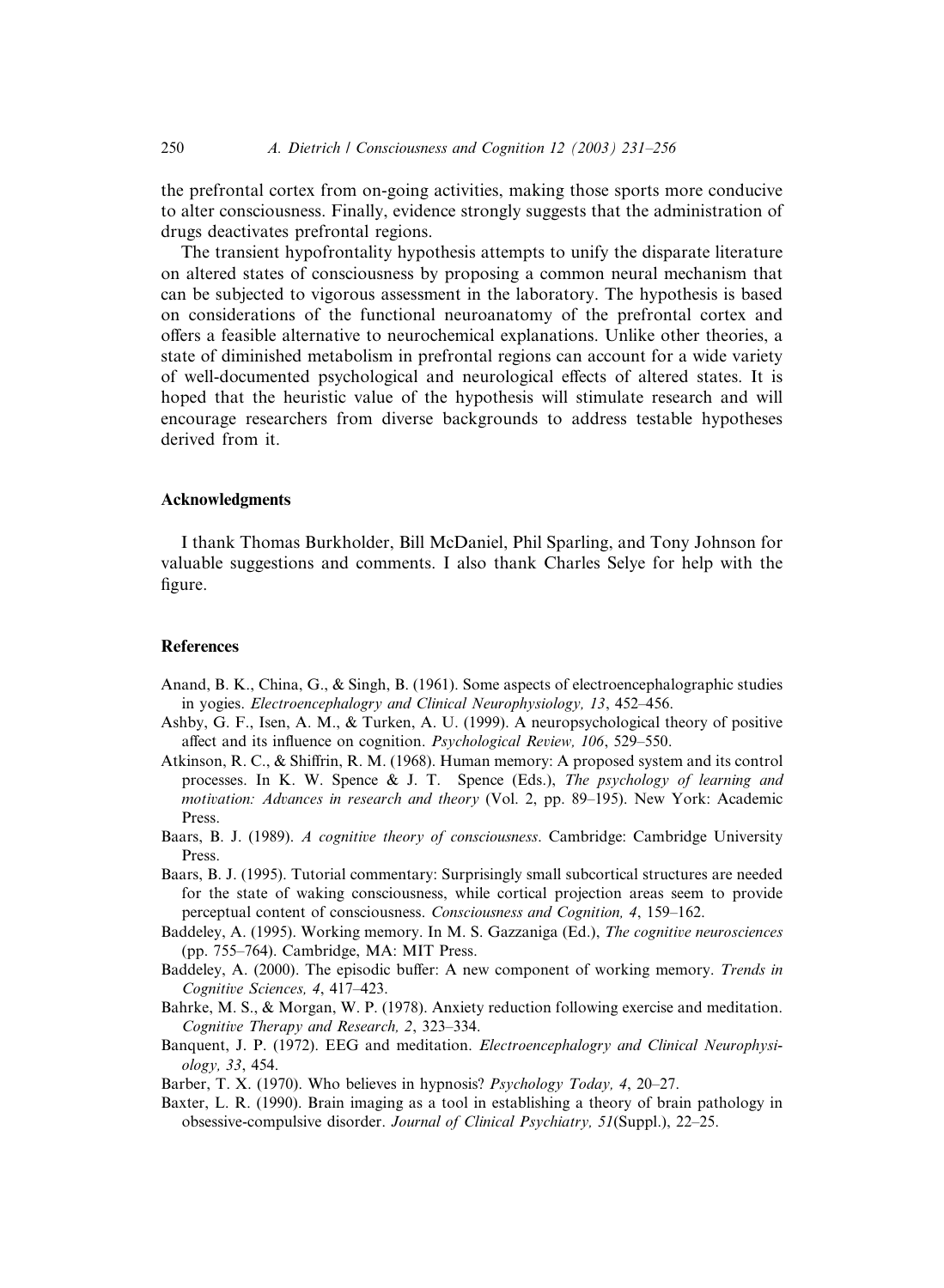the prefrontal cortex from on-going activities, making those sports more conducive to alter consciousness. Finally, evidence strongly suggests that the administration of drugs deactivates prefrontal regions.

The transient hypofrontality hypothesis attempts to unify the disparate literature on altered states of consciousness by proposing a common neural mechanism that can be subjected to vigorous assessment in the laboratory. The hypothesis is based on considerations of the functional neuroanatomy of the prefrontal cortex and offers a feasible alternative to neurochemical explanations. Unlike other theories, a state of diminished metabolism in prefrontal regions can account for a wide variety of well-documented psychological and neurological effects of altered states. It is hoped that the heuristic value of the hypothesis will stimulate research and will encourage researchers from diverse backgrounds to address testable hypotheses derived from it.

## Acknowledgments

I thank Thomas Burkholder, Bill McDaniel, Phil Sparling, and Tony Johnson for valuable suggestions and comments. I also thank Charles Selye for help with the figure.

## References

Anand, B. K., China, G., & Singh, B. (1961). Some aspects of electroencephalographic studies in yogies. *Electroencephalogry and Clinical Neurophysiology, 13*, 452–456.

Ashby, G. F., Isen, A. M., & Turken, A. U. (1999). A neuropsychological theory of positive affect and its influence on cognition. *Psychological Review, 106*, 529–550.

Atkinson, R. C., & Shiffrin, R. M. (1968). Human memory: A proposed system and its control processes. In K. W. Spence & J. T. Spence (Eds.), *The psychology of learning and motivation: Advances in research and theory* (Vol. 2, pp. 89–195). New York: Academic Press.

Baars, B. J. (1989). *A cognitive theory of consciousness*. Cambridge: Cambridge University Press.

Baars, B. J. (1995). Tutorial commentary: Surprisingly small subcortical structures are needed for the state of waking consciousness, while cortical projection areas seem to provide perceptual content of consciousness. *Consciousness and Cognition, 4*, 159–162.

Baddeley, A. (1995). Working memory. In M. S. Gazzaniga (Ed.), *The cognitive neurosciences* (pp. 755–764). Cambridge, MA: MIT Press.

Baddeley, A. (2000). The episodic buffer: A new component of working memory. *Trends in Cognitive Sciences, 4*, 417–423.

Bahrke, M. S., & Morgan, W. P. (1978). Anxiety reduction following exercise and meditation. *Cognitive Therapy and Research, 2*, 323–334.

Banquent, J. P. (1972). EEG and meditation. *Electroencephalogry and Clinical Neurophysiology, 33*, 454.

Barber, T. X. (1970). Who believes in hypnosis? *Psychology Today, 4*, 20–27.

Baxter, L. R. (1990). Brain imaging as a tool in establishing a theory of brain pathology in obsessive-compulsive disorder. *Journal of Clinical Psychiatry, 51*(Suppl.), 22–25.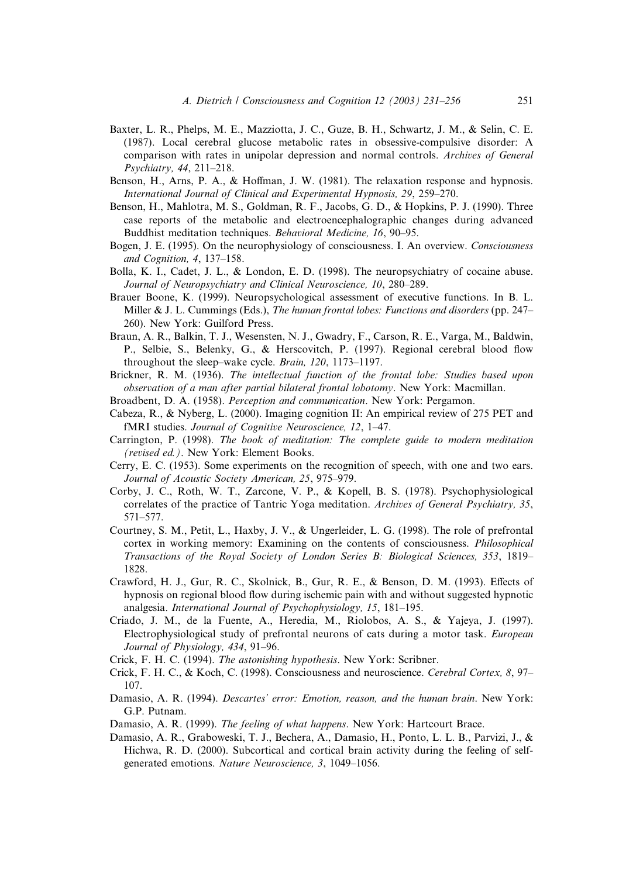Baxter, L. R., Phelps, M. E., Mazziotta, J. C., Guze, B. H., Schwartz, J. M., & Selin, C. E. (1987). Local cerebral glucose metabolic rates in obsessive-compulsive disorder: A comparison with rates in unipolar depression and normal controls. *Archives of General Psychiatry, 44*, 211–218.

Benson, H., Arns, P. A., & Hoffman, J. W. (1981). The relaxation response and hypnosis. *International Journal of Clinical and Experimental Hypnosis, 29*, 259–270.

Benson, H., Mahlotra, M. S., Goldman, R. F., Jacobs, G. D., & Hopkins, P. J. (1990). Three case reports of the metabolic and electroencephalographic changes during advanced Buddhist meditation techniques. *Behavioral Medicine, 16*, 90–95.

Bogen, J. E. (1995). On the neurophysiology of consciousness. I. An overview. *Consciousness and Cognition, 4*, 137–158.

Bolla, K. I., Cadet, J. L., & London, E. D. (1998). The neuropsychiatry of cocaine abuse. *Journal of Neuropsychiatry and Clinical Neuroscience, 10*, 280–289.

Brauer Boone, K. (1999). Neuropsychological assessment of executive functions. In B. L. Miller & J. L. Cummings (Eds.), *The human frontal lobes: Functions and disorders* (pp. 247–260). New York: Guilford Press.

Braun, A. R., Balkin, T. J., Wesensten, N. J., Gwadry, F., Carson, R. E., Varga, M., Baldwin, P., Selbie, S., Belenky, G., & Herscovitch, P. (1997). Regional cerebral blood flow throughout the sleep–wake cycle. *Brain, 120*, 1173–1197.

Brickner, R. M. (1936). *The intellectual function of the frontal lobe: Studies based upon observation of a man after partial bilateral frontal lobotomy*. New York: Macmillan.

Broadbent, D. A. (1958). *Perception and communication*. New York: Pergamon.

Cabeza, R., & Nyberg, L. (2000). Imaging cognition II: An empirical review of 275 PET and fMRI studies. *Journal of Cognitive Neuroscience, 12*, 1–47.

Carrington, P. (1998). *The book of meditation: The complete guide to modern meditation (revised ed.)*. New York: Element Books.

Cerry, E. C. (1953). Some experiments on the recognition of speech, with one and two ears. *Journal of Acoustic Society American, 25*, 975–979.

Corby, J. C., Roth, W. T., Zarcone, V. P., & Kopell, B. S. (1978). Psychophysiological correlates of the practice of Tantric Yoga meditation. *Archives of General Psychiatry, 35*, 571–577.

Courtney, S. M., Petit, L., Haxby, J. V., & Ungerleider, L. G. (1998). The role of prefrontal cortex in working memory: Examining on the contents of consciousness. *Philosophical Transactions of the Royal Society of London Series B: Biological Sciences, 353*, 1819–1828.

Crawford, H. J., Gur, R. C., Skolnick, B., Gur, R. E., & Benson, D. M. (1993). Effects of hypnosis on regional blood flow during ischemic pain with and without suggested hypnotic analgesia. *International Journal of Psychophysiology, 15*, 181–195.

Criado, J. M., de la Fuente, A., Heredia, M., Riolobos, A. S., & Yajeya, J. (1997). Electrophysiological study of prefrontal neurons of cats during a motor task. *European Journal of Physiology, 434*, 91–96.

Crick, F. H. C. (1994). *The astonishing hypothesis*. New York: Scribner.

Crick, F. H. C., & Koch, C. (1998). Consciousness and neuroscience. *Cerebral Cortex, 8*, 97–107.

Damasio, A. R. (1994). *Descartes' error: Emotion, reason, and the human brain*. New York: G.P. Putnam.

Damasio, A. R. (1999). *The feeling of what happens*. New York: Hartcourt Brace.

Damasio, A. R., Graboweski, T. J., Bechera, A., Damasio, H., Ponto, L. L. B., Parvizi, J., & Hichwa, R. D. (2000). Subcortical and cortical brain activity during the feeling of self-generated emotions. *Nature Neuroscience, 3*, 1049–1056.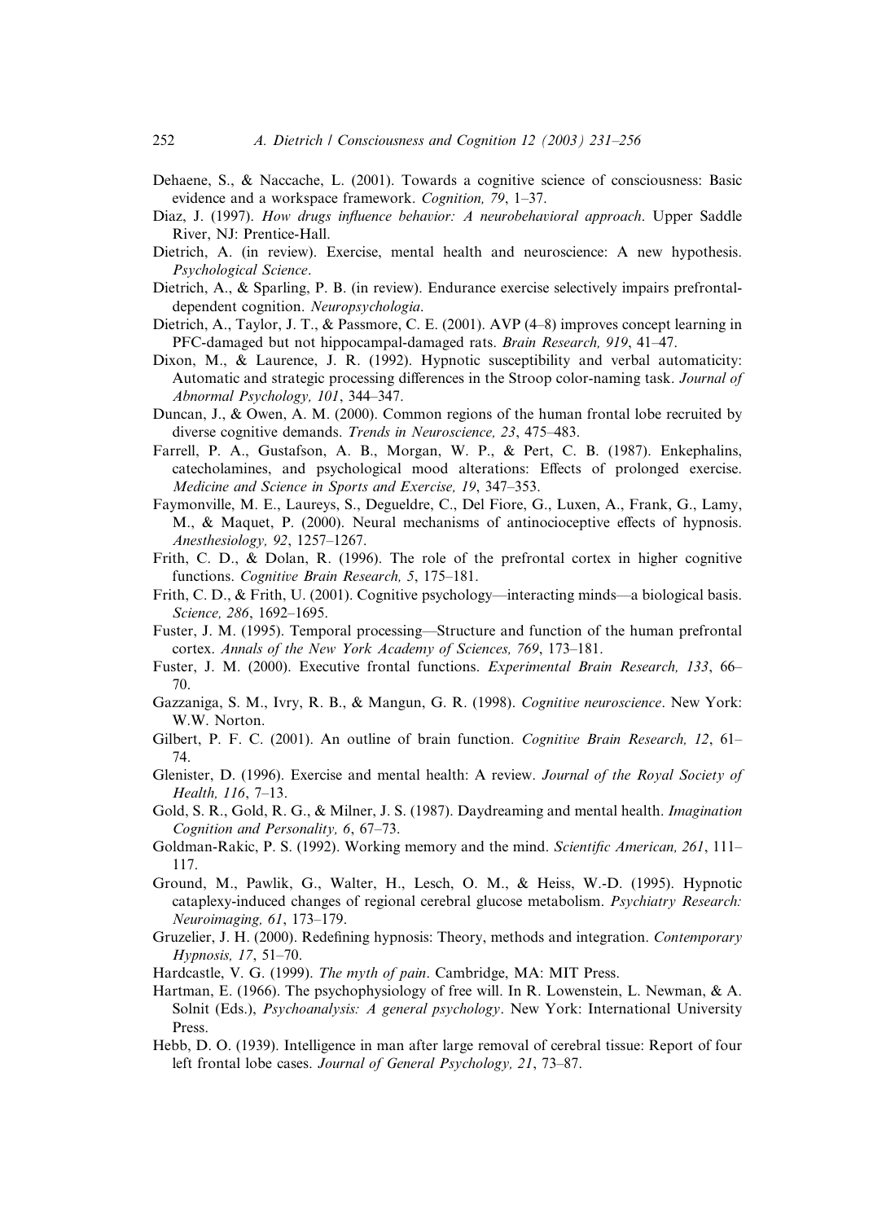Dehaene, S., & Naccache, L. (2001). Towards a cognitive science of consciousness: Basic evidence and a workspace framework. *Cognition, 79*, 1–37.

Diaz, J. (1997). *How drugs influence behavior: A neurobehavioral approach*. Upper Saddle River, NJ: Prentice-Hall.

Dietrich, A. (in review). Exercise, mental health and neuroscience: A new hypothesis. *Psychological Science*.

Dietrich, A., & Sparling, P. B. (in review). Endurance exercise selectively impairs prefrontal-dependent cognition. *Neuropsychologia*.

Dietrich, A., Taylor, J. T., & Passmore, C. E. (2001). AVP (4–8) improves concept learning in PFC-damaged but not hippocampal-damaged rats. *Brain Research, 919*, 41–47.

Dixon, M., & Laurence, J. R. (1992). Hypnotic susceptibility and verbal automaticity: Automatic and strategic processing differences in the Stroop color-naming task. *Journal of Abnormal Psychology, 101*, 344–347.

Duncan, J., & Owen, A. M. (2000). Common regions of the human frontal lobe recruited by diverse cognitive demands. *Trends in Neuroscience, 23*, 475–483.

Farrell, P. A., Gustafson, A. B., Morgan, W. P., & Pert, C. B. (1987). Enkephalins, catecholamines, and psychological mood alterations: Effects of prolonged exercise. *Medicine and Science in Sports and Exercise, 19*, 347–353.

Faymonville, M. E., Laureys, S., Degueldre, C., Del Fiore, G., Luxen, A., Frank, G., Lamy, M., & Maquet, P. (2000). Neural mechanisms of antinocioceptive effects of hypnosis. *Anesthesiology, 92*, 1257–1267.

Frith, C. D., & Dolan, R. (1996). The role of the prefrontal cortex in higher cognitive functions. *Cognitive Brain Research, 5*, 175–181.

Frith, C. D., & Frith, U. (2001). Cognitive psychology—interacting minds—a biological basis. *Science, 286*, 1692–1695.

Fuster, J. M. (1995). Temporal processing—Structure and function of the human prefrontal cortex. *Annals of the New York Academy of Sciences, 769*, 173–181.

Fuster, J. M. (2000). Executive frontal functions. *Experimental Brain Research, 133*, 66–70.

Gazzaniga, S. M., Ivry, R. B., & Mangun, G. R. (1998). *Cognitive neuroscience*. New York: W.W. Norton.

Gilbert, P. F. C. (2001). An outline of brain function. *Cognitive Brain Research, 12*, 61–74.

Glenister, D. (1996). Exercise and mental health: A review. *Journal of the Royal Society of Health, 116*, 7–13.

Gold, S. R., Gold, R. G., & Milner, J. S. (1987). Daydreaming and mental health. *Imagination Cognition and Personality, 6*, 67–73.

Goldman-Rakic, P. S. (1992). Working memory and the mind. *Scientific American, 261*, 111–117.

Ground, M., Pawlik, G., Walter, H., Lesch, O. M., & Heiss, W.-D. (1995). Hypnotic cataplexy-induced changes of regional cerebral glucose metabolism. *Psychiatry Research: Neuroimaging, 61*, 173–179.

Gruzelier, J. H. (2000). Redefining hypnosis: Theory, methods and integration. *Contemporary Hypnosis, 17*, 51–70.

Hardcastle, V. G. (1999). *The myth of pain*. Cambridge, MA: MIT Press.

Hartman, E. (1966). The psychophysiology of free will. In R. Lowenstein, L. Newman, & A. Solnit (Eds.), *Psychoanalysis: A general psychology*. New York: International University Press.

Hebb, D. O. (1939). Intelligence in man after large removal of cerebral tissue: Report of four left frontal lobe cases. *Journal of General Psychology, 21*, 73–87.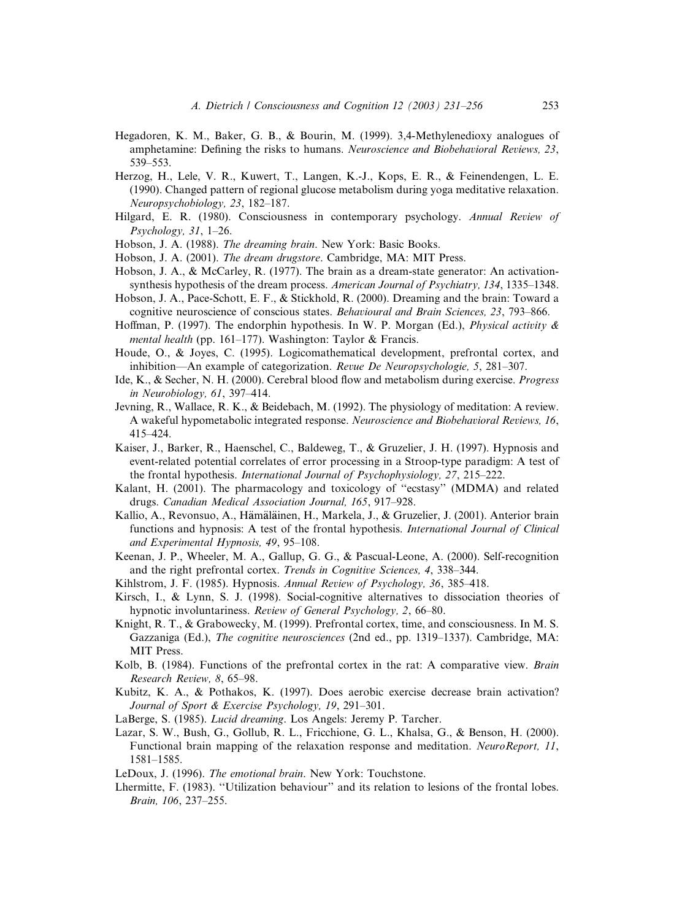Hegadoren, K. M., Baker, G. B., & Bourin, M. (1999). 3,4-Methylenedioxy analogues of amphetamine: Defining the risks to humans. *Neuroscience and Biobehavioral Reviews, 23*, 539–553.

Herzog, H., Lele, V. R., Kuwert, T., Langen, K.-J., Kops, E. R., & Feinendengen, L. E. (1990). Changed pattern of regional glucose metabolism during yoga meditative relaxation. *Neuropsychobiology, 23*, 182–187.

Hilgard, E. R. (1980). Consciousness in contemporary psychology. *Annual Review of Psychology, 31*, 1–26.

Hobson, J. A. (1988). *The dreaming brain*. New York: Basic Books.

Hobson, J. A. (2001). *The dream drugstore*. Cambridge, MA: MIT Press.

Hobson, J. A., & McCarley, R. (1977). The brain as a dream-state generator: An activation-synthesis hypothesis of the dream process. *American Journal of Psychiatry, 134*, 1335–1348.

Hobson, J. A., Pace-Schott, E. F., & Stickhold, R. (2000). Dreaming and the brain: Toward a cognitive neuroscience of conscious states. *Behavioural and Brain Sciences, 23*, 793–866.

Hoffman, P. (1997). The endorphin hypothesis. In W. P. Morgan (Ed.), *Physical activity & mental health* (pp. 161–177). Washington: Taylor & Francis.

Houde, O., & Joyes, C. (1995). Logicomathematical development, prefrontal cortex, and inhibition—An example of categorization. *Revue De Neuropsychologie, 5*, 281–307.

Ide, K., & Secher, N. H. (2000). Cerebral blood flow and metabolism during exercise. *Progress in Neurobiology, 61*, 397–414.

Jevning, R., Wallace, R. K., & Beidebach, M. (1992). The physiology of meditation: A review. A wakeful hypometabolic integrated response. *Neuroscience and Biobehavioral Reviews, 16*, 415–424.

Kaiser, J., Barker, R., Haenschel, C., Baldeweg, T., & Gruzelier, J. H. (1997). Hypnosis and event-related potential correlates of error processing in a Stroop-type paradigm: A test of the frontal hypothesis. *International Journal of Psychophysiology, 27*, 215–222.

Kalant, H. (2001). The pharmacology and toxicology of "ecstasy" (MDMA) and related drugs. *Canadian Medical Association Journal, 165*, 917–928.

Kallio, A., Revonsuo, A., Hämäläinen, H., Markela, J., & Gruzelier, J. (2001). Anterior brain functions and hypnosis: A test of the frontal hypothesis. *International Journal of Clinical and Experimental Hypnosis, 49*, 95–108.

Keenan, J. P., Wheeler, M. A., Gallup, G. G., & Pascual-Leone, A. (2000). Self-recognition and the right prefrontal cortex. *Trends in Cognitive Sciences, 4*, 338–344.

Kihlstrom, J. F. (1985). Hypnosis. *Annual Review of Psychology, 36*, 385–418.

Kirsch, I., & Lynn, S. J. (1998). Social-cognitive alternatives to dissociation theories of hypnotic involuntariness. *Review of General Psychology, 2*, 66–80.

Knight, R. T., & Grabowecky, M. (1999). Prefrontal cortex, time, and consciousness. In M. S. Gazzaniga (Ed.), *The cognitive neurosciences* (2nd ed., pp. 1319–1337). Cambridge, MA: MIT Press.

Kolb, B. (1984). Functions of the prefrontal cortex in the rat: A comparative view. *Brain Research Review, 8*, 65–98.

Kubitz, K. A., & Pothakos, K. (1997). Does aerobic exercise decrease brain activation? *Journal of Sport & Exercise Psychology, 19*, 291–301.

LaBerge, S. (1985). *Lucid dreaming*. Los Angels: Jeremy P. Tarcher.

Lazar, S. W., Bush, G., Gollub, R. L., Fricchione, G. L., Khalsa, G., & Benson, H. (2000). Functional brain mapping of the relaxation response and meditation. *NeuroReport, 11*, 1581–1585.

LeDoux, J. (1996). *The emotional brain*. New York: Touchstone.

Lhermitte, F. (1983). "Utilization behaviour" and its relation to lesions of the frontal lobes. *Brain, 106*, 237–255.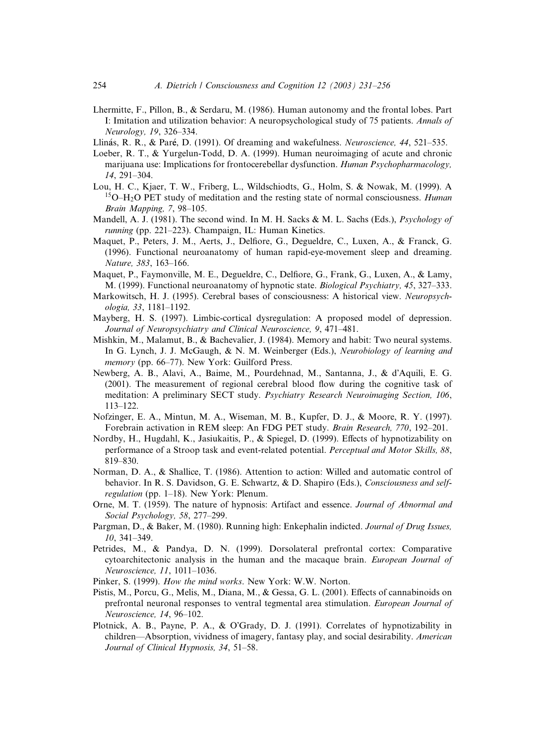Lhermitte, F., Pillon, B., & Serdaru, M. (1986). Human autonomy and the frontal lobes. Part I: Imitation and utilization behavior: A neuropsychological study of 75 patients. *Annals of Neurology, 19*, 326–334.

Llinás, R. R., & Paré, D. (1991). Of dreaming and wakefulness. *Neuroscience, 44*, 521–535.

Loeber, R. T., & Yurgelun-Todd, D. A. (1999). Human neuroimaging of acute and chronic marijuana use: Implications for frontocerebellar dysfunction. *Human Psychopharmacology, 14*, 291–304.

Lou, H. C., Kjaer, T. W., Friberg, L., Wildschiodts, G., Holm, S. & Nowak, M. (1999). A $^{15}O$–$H_2O$ PET study of meditation and the resting state of normal consciousness. *Human Brain Mapping, 7*, 98–105.

Mandell, A. J. (1981). The second wind. In M. H. Sacks & M. L. Sachs (Eds.), *Psychology of running* (pp. 221–223). Champaign, IL: Human Kinetics.

Maquet, P., Peters, J. M., Aerts, J., Delfiore, G., Degueldre, C., Luxen, A., & Franck, G. (1996). Functional neuroanatomy of human rapid-eye-movement sleep and dreaming. *Nature, 383*, 163–166.

Maquet, P., Faymonville, M. E., Degueldre, C., Delfiore, G., Frank, G., Luxen, A., & Lamy, M. (1999). Functional neuroanatomy of hypnotic state. *Biological Psychiatry, 45*, 327–333.

Markowitsch, H. J. (1995). Cerebral bases of consciousness: A historical view. *Neuropsychologia, 33*, 1181–1192.

Mayberg, H. S. (1997). Limbic-cortical dysregulation: A proposed model of depression. *Journal of Neuropsychiatry and Clinical Neuroscience, 9*, 471–481.

Mishkin, M., Malamut, B., & Bachevalier, J. (1984). Memory and habit: Two neural systems. In G. Lynch, J. J. McGaugh, & N. M. Weinberger (Eds.), *Neurobiology of learning and memory* (pp. 66–77). New York: Guilford Press.

Newberg, A. B., Alavi, A., Baime, M., Pourdehnad, M., Santanna, J., & d'Aquili, E. G. (2001). The measurement of regional cerebral blood flow during the cognitive task of meditation: A preliminary SECT study. *Psychiatry Research Neuroimaging Section, 106*, 113–122.

Nofzinger, E. A., Mintun, M. A., Wiseman, M. B., Kupfer, D. J., & Moore, R. Y. (1997). Forebrain activation in REM sleep: An FDG PET study. *Brain Research, 770*, 192–201.

Nordby, H., Hugdahl, K., Jasiukaitis, P., & Spiegel, D. (1999). Effects of hypnotizability on performance of a Stroop task and event-related potential. *Perceptual and Motor Skills, 88*, 819–830.

Norman, D. A., & Shallice, T. (1986). Attention to action: Willed and automatic control of behavior. In R. S. Davidson, G. E. Schwartz, & D. Shapiro (Eds.), *Consciousness and self-regulation* (pp. 1–18). New York: Plenum.

Orne, M. T. (1959). The nature of hypnosis: Artifact and essence. *Journal of Abnormal and Social Psychology, 58*, 277–299.

Pargman, D., & Baker, M. (1980). Running high: Enkephalin indicted. *Journal of Drug Issues, 10*, 341–349.

Petrides, M., & Pandya, D. N. (1999). Dorsolateral prefrontal cortex: Comparative cytoarchitectonic analysis in the human and the macaque brain. *European Journal of Neuroscience, 11*, 1011–1036.

Pinker, S. (1999). *How the mind works*. New York: W.W. Norton.

Pistis, M., Porcu, G., Melis, M., Diana, M., & Gessa, G. L. (2001). Effects of cannabinoids on prefrontal neuronal responses to ventral tegmental area stimulation. *European Journal of Neuroscience, 14*, 96–102.

Plotnick, A. B., Payne, P. A., & O'Grady, D. J. (1991). Correlates of hypnotizability in children—Absorption, vividness of imagery, fantasy play, and social desirability. *American Journal of Clinical Hypnosis, 34*, 51–58.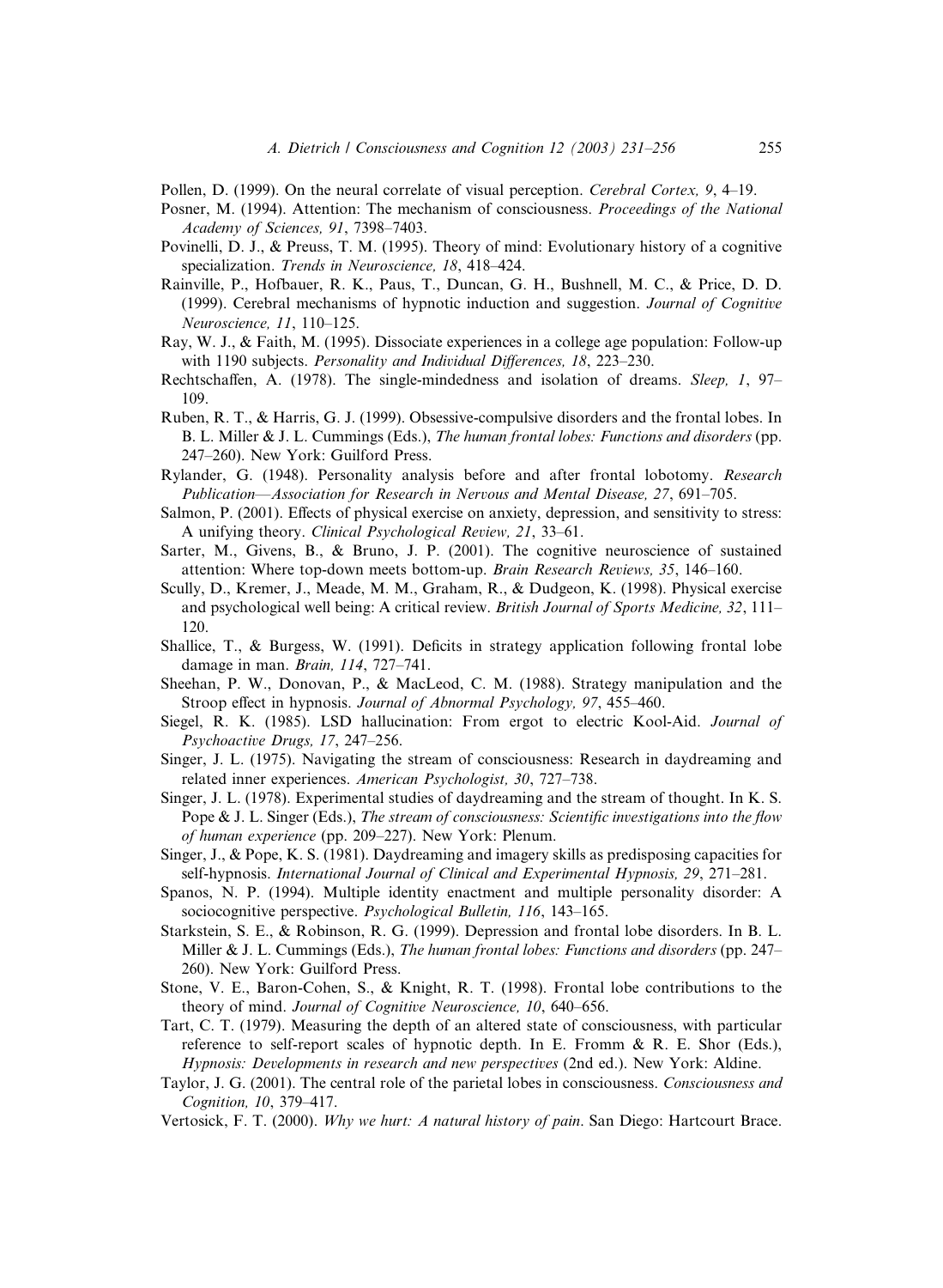Pollen, D. (1999). On the neural correlate of visual perception. *Cerebral Cortex, 9*, 4–19.

Posner, M. (1994). Attention: The mechanism of consciousness. *Proceedings of the National Academy of Sciences, 91*, 7398–7403.

Povinelli, D. J., & Preuss, T. M. (1995). Theory of mind: Evolutionary history of a cognitive specialization. *Trends in Neuroscience, 18*, 418–424.

Rainville, P., Hofbauer, R. K., Paus, T., Duncan, G. H., Bushnell, M. C., & Price, D. D. (1999). Cerebral mechanisms of hypnotic induction and suggestion. *Journal of Cognitive Neuroscience, 11*, 110–125.

Ray, W. J., & Faith, M. (1995). Dissociate experiences in a college age population: Follow-up with 1190 subjects. *Personality and Individual Differences, 18*, 223–230.

Rechtschaffen, A. (1978). The single-mindedness and isolation of dreams. *Sleep, 1*, 97–109.

Ruben, R. T., & Harris, G. J. (1999). Obsessive-compulsive disorders and the frontal lobes. In B. L. Miller & J. L. Cummings (Eds.), *The human frontal lobes: Functions and disorders* (pp. 247–260). New York: Guilford Press.

Rylander, G. (1948). Personality analysis before and after frontal lobotomy. *Research Publication—Association for Research in Nervous and Mental Disease, 27*, 691–705.

Salmon, P. (2001). Effects of physical exercise on anxiety, depression, and sensitivity to stress: A unifying theory. *Clinical Psychological Review, 21*, 33–61.

Sarter, M., Givens, B., & Bruno, J. P. (2001). The cognitive neuroscience of sustained attention: Where top-down meets bottom-up. *Brain Research Reviews, 35*, 146–160.

Scully, D., Kremer, J., Meade, M. M., Graham, R., & Dudgeon, K. (1998). Physical exercise and psychological well being: A critical review. *British Journal of Sports Medicine, 32*, 111–120.

Shallice, T., & Burgess, W. (1991). Deficits in strategy application following frontal lobe damage in man. *Brain, 114*, 727–741.

Sheehan, P. W., Donovan, P., & MacLeod, C. M. (1988). Strategy manipulation and the Stroop effect in hypnosis. *Journal of Abnormal Psychology, 97*, 455–460.

Siegel, R. K. (1985). LSD hallucination: From ergot to electric Kool-Aid. *Journal of Psychoactive Drugs, 17*, 247–256.

Singer, J. L. (1975). Navigating the stream of consciousness: Research in daydreaming and related inner experiences. *American Psychologist, 30*, 727–738.

Singer, J. L. (1978). Experimental studies of daydreaming and the stream of thought. In K. S. Pope & J. L. Singer (Eds.), *The stream of consciousness: Scientific investigations into the flow of human experience* (pp. 209–227). New York: Plenum.

Singer, J., & Pope, K. S. (1981). Daydreaming and imagery skills as predisposing capacities for self-hypnosis. *International Journal of Clinical and Experimental Hypnosis, 29*, 271–281.

Spanos, N. P. (1994). Multiple identity enactment and multiple personality disorder: A sociocognitive perspective. *Psychological Bulletin, 116*, 143–165.

Starkstein, S. E., & Robinson, R. G. (1999). Depression and frontal lobe disorders. In B. L. Miller & J. L. Cummings (Eds.), *The human frontal lobes: Functions and disorders* (pp. 247–260). New York: Guilford Press.

Stone, V. E., Baron-Cohen, S., & Knight, R. T. (1998). Frontal lobe contributions to the theory of mind. *Journal of Cognitive Neuroscience, 10*, 640–656.

Tart, C. T. (1979). Measuring the depth of an altered state of consciousness, with particular reference to self-report scales of hypnotic depth. In E. Fromm & R. E. Shor (Eds.), *Hypnosis: Developments in research and new perspectives* (2nd ed.). New York: Aldine.

Taylor, J. G. (2001). The central role of the parietal lobes in consciousness. *Consciousness and Cognition, 10*, 379–417.

Vertosick, F. T. (2000). *Why we hurt: A natural history of pain*. San Diego: Hartcourt Brace.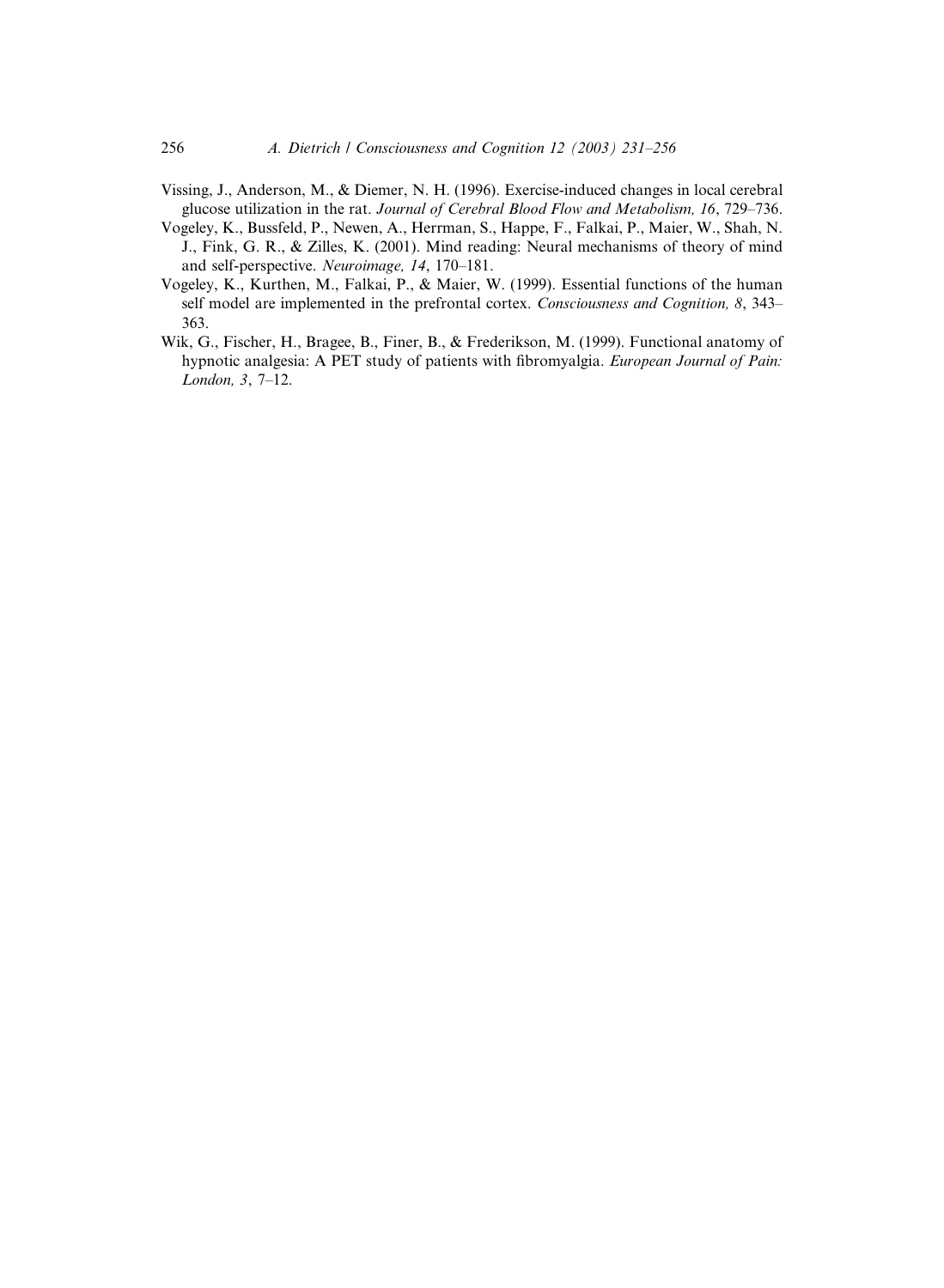Vissing, J., Anderson, M., & Diemer, N. H. (1996). Exercise-induced changes in local cerebral glucose utilization in the rat. *Journal of Cerebral Blood Flow and Metabolism, 16*, 729–736.

Vogeley, K., Bussfeld, P., Newen, A., Herrman, S., Happe, F., Falkai, P., Maier, W., Shah, N. J., Fink, G. R., & Zilles, K. (2001). Mind reading: Neural mechanisms of theory of mind and self-perspective. *Neuroimage, 14*, 170–181.

Vogeley, K., Kurthen, M., Falkai, P., & Maier, W. (1999). Essential functions of the human self model are implemented in the prefrontal cortex. *Consciousness and Cognition, 8*, 343–363.

Wik, G., Fischer, H., Bragee, B., Finer, B., & Frederikson, M. (1999). Functional anatomy of hypnotic analgesia: A PET study of patients with fibromyalgia. *European Journal of Pain: London, 3*, 7–12.